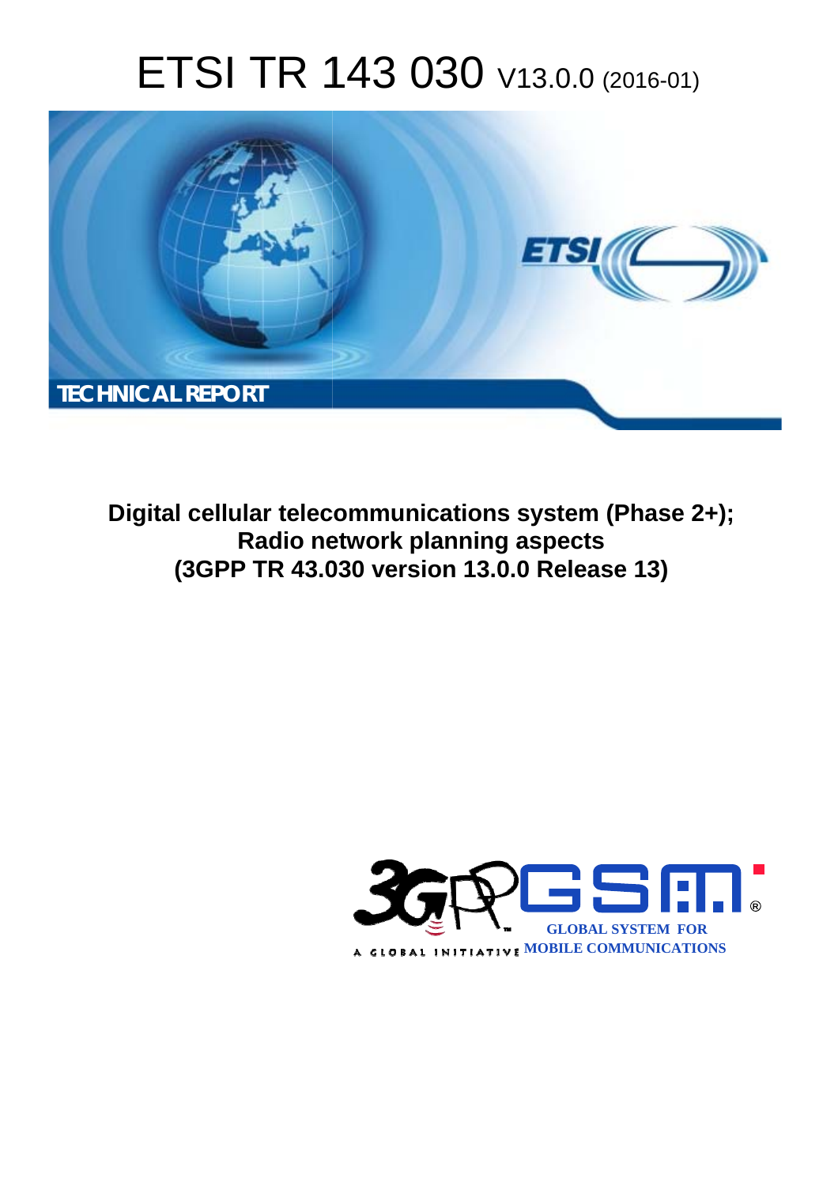# ETSI TR 143 030 V13.0.0 (2016-01)

TECHNICAL REPORT

**Digital cellular telecommunications system (Phase 2+); Radio network planning aspects (3GPP TR 43.030 version 13.0.0 Release 13)**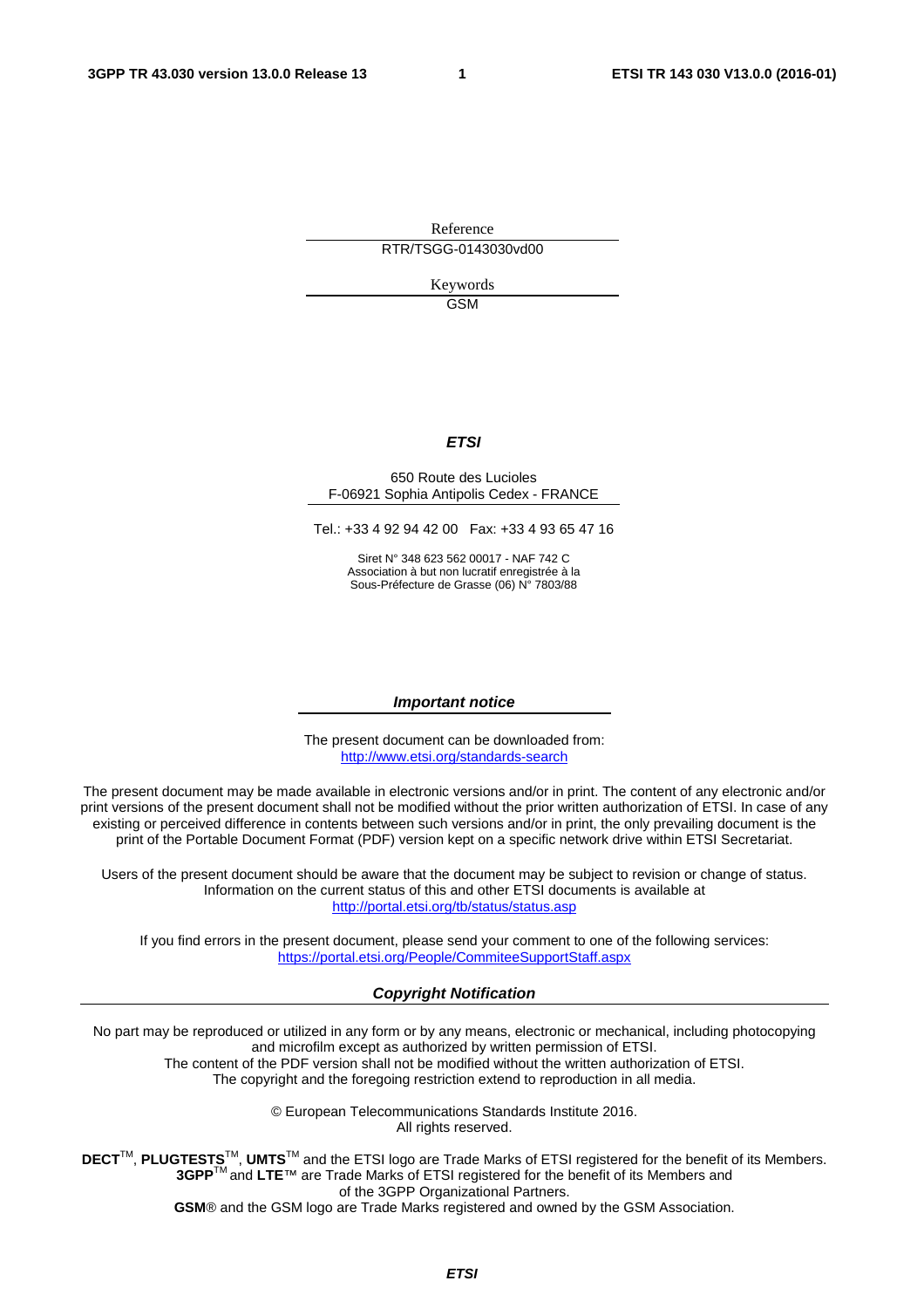Reference

RTR/TSGG-0143030vd00

Keywords

GSM

***ETSI***

650 Route des Lucioles
F-06921 Sophia Antipolis Cedex - FRANCE

Tel.: +33 4 92 94 42 00 Fax: +33 4 93 65 47 16

Siret N° 348 623 562 00017 - NAF 742 C
Association à but non lucratif enregistrée à la
Sous-Préfecture de Grasse (06) N° 7803/88

***Important notice***

The present document can be downloaded from:
http://www.etsi.org/standards-search

The present document may be made available in electronic versions and/or in print. The content of any electronic and/or print versions of the present document shall not be modified without the prior written authorization of ETSI. In case of any existing or perceived difference in contents between such versions and/or in print, the only prevailing document is the print of the Portable Document Format (PDF) version kept on a specific network drive within ETSI Secretariat.

Users of the present document should be aware that the document may be subject to revision or change of status. Information on the current status of this and other ETSI documents is available at
http://portal.etsi.org/tb/status/status.asp

If you find errors in the present document, please send your comment to one of the following services:
https://portal.etsi.org/People/CommiteeSupportStaff.aspx

***Copyright Notification***

No part may be reproduced or utilized in any form or by any means, electronic or mechanical, including photocopying and microfilm except as authorized by written permission of ETSI.
The content of the PDF version shall not be modified without the written authorization of ETSI.
The copyright and the foregoing restriction extend to reproduction in all media.

© European Telecommunications Standards Institute 2016.
All rights reserved.

**DECT**™, **PLUGTESTS**™, **UMTS**™ and the ETSI logo are Trade Marks of ETSI registered for the benefit of its Members.
**3GPP**™ and **LTE**™ are Trade Marks of ETSI registered for the benefit of its Members and of the 3GPP Organizational Partners.
**GSM**® and the GSM logo are Trade Marks registered and owned by the GSM Association.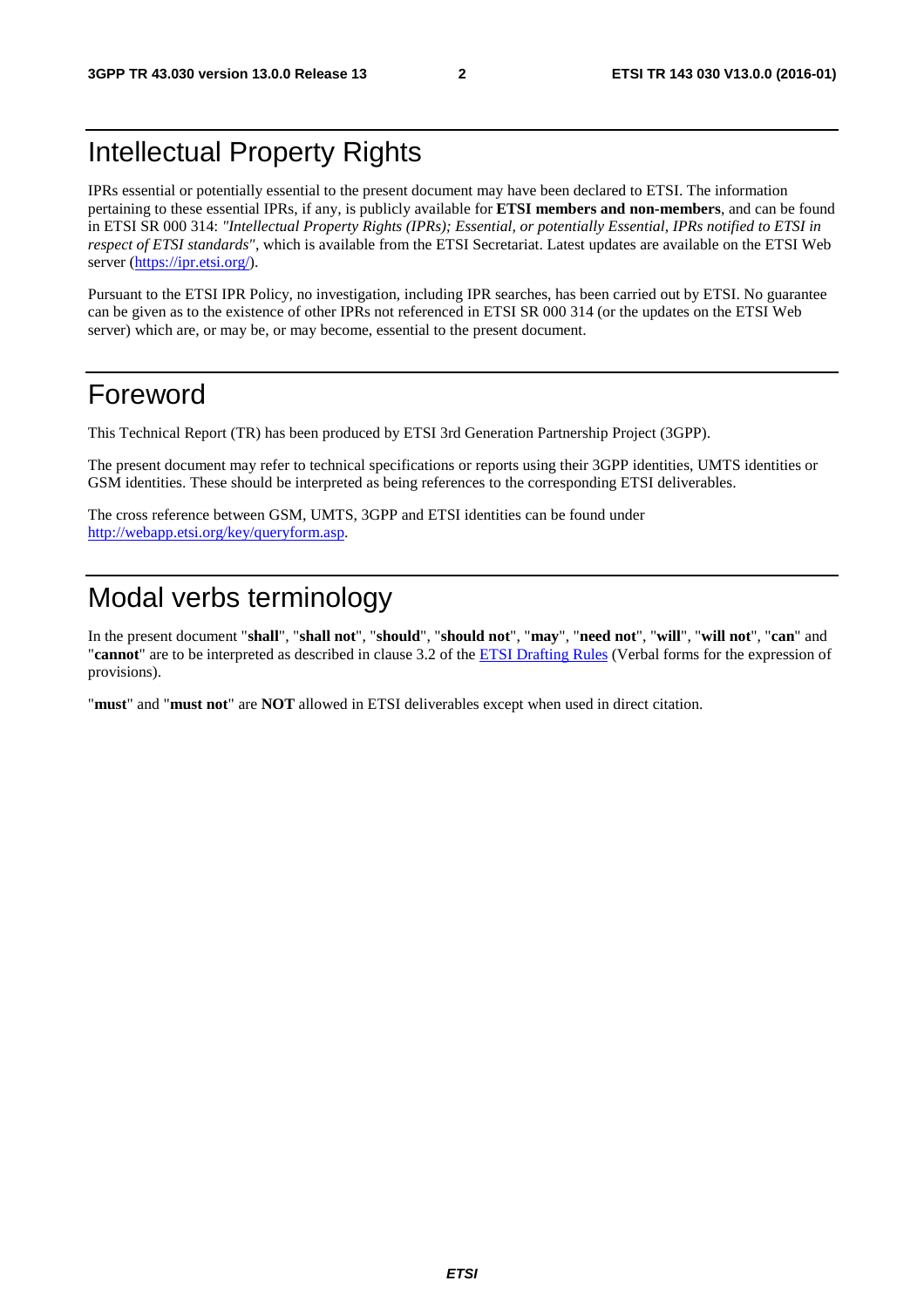# Intellectual Property Rights

IPRs essential or potentially essential to the present document may have been declared to ETSI. The information pertaining to these essential IPRs, if any, is publicly available for **ETSI members and non-members**, and can be found in ETSI SR 000 314: *"Intellectual Property Rights (IPRs); Essential, or potentially Essential, IPRs notified to ETSI in respect of ETSI standards"*, which is available from the ETSI Secretariat. Latest updates are available on the ETSI Web server (https://ipr.etsi.org/).

Pursuant to the ETSI IPR Policy, no investigation, including IPR searches, has been carried out by ETSI. No guarantee can be given as to the existence of other IPRs not referenced in ETSI SR 000 314 (or the updates on the ETSI Web server) which are, or may be, or may become, essential to the present document.

# Foreword

This Technical Report (TR) has been produced by ETSI 3rd Generation Partnership Project (3GPP).

The present document may refer to technical specifications or reports using their 3GPP identities, UMTS identities or GSM identities. These should be interpreted as being references to the corresponding ETSI deliverables.

The cross reference between GSM, UMTS, 3GPP and ETSI identities can be found under http://webapp.etsi.org/key/queryform.asp.

# Modal verbs terminology

In the present document "**shall**", "**shall not**", "**should**", "**should not**", "**may**", "**need not**", "**will**", "**will not**", "**can**" and "**cannot**" are to be interpreted as described in clause 3.2 of the ETSI Drafting Rules (Verbal forms for the expression of provisions).

"**must**" and "**must not**" are **NOT** allowed in ETSI deliverables except when used in direct citation.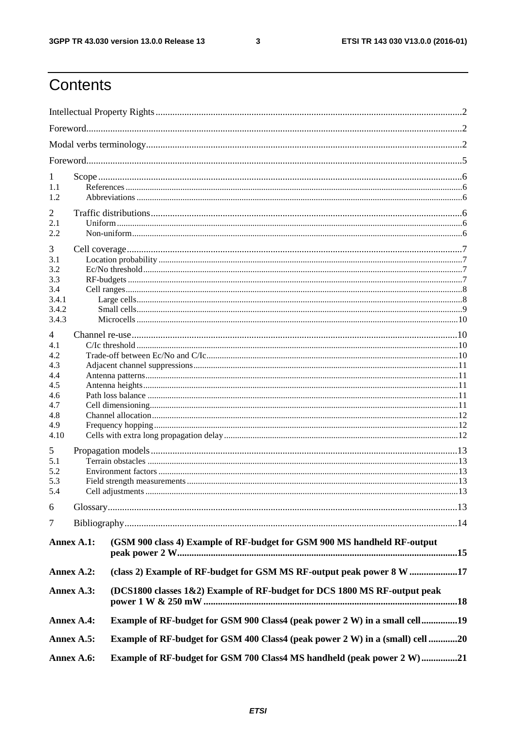# Contents

Intellectual Property Rights ..............................................................................................................................2

Foreword...........................................................................................................................................................2

Modal verbs terminology....................................................................................................................................2

Foreword...........................................................................................................................................................5

1 Scope ......................................................................................................................................................6
1.1 References .........................................................................................................................................6
1.2 Abbreviations ....................................................................................................................................6

2 Traffic distributions...................................................................................................................................6
2.1 Uniform .............................................................................................................................................6
2.2 Non-uniform......................................................................................................................................6

3 Cell coverage............................................................................................................................................7
3.1 Location probability ..........................................................................................................................7
3.2 Ec/No threshold.................................................................................................................................7
3.3 RF-budgets ........................................................................................................................................7
3.4 Cell ranges.........................................................................................................................................8
3.4.1 Large cells.....................................................................................................................................8
3.4.2 Small cells.....................................................................................................................................9
3.4.3 Microcells ...................................................................................................................................10

4 Channel re-use........................................................................................................................................10
4.1 C/Ic threshold ..................................................................................................................................10
4.2 Trade-off between Ec/No and C/Ic...................................................................................................10
4.3 Adjacent channel suppressions........................................................................................................11
4.4 Antenna patterns..............................................................................................................................11
4.5 Antenna heights...............................................................................................................................11
4.6 Path loss balance .............................................................................................................................11
4.7 Cell dimensioning............................................................................................................................11
4.8 Channel allocation...........................................................................................................................12
4.9 Frequency hopping..........................................................................................................................12
4.10 Cells with extra long propagation delay..........................................................................................12

5 Propagation models................................................................................................................................13
5.1 Terrain obstacles .............................................................................................................................13
5.2 Environment factors ........................................................................................................................13
5.3 Field strength measurements...........................................................................................................13
5.4 Cell adjustments ..............................................................................................................................13

6 Glossary..................................................................................................................................................13

7 Bibliography...........................................................................................................................................14

**Annex A.1: (GSM 900 class 4) Example of RF-budget for GSM 900 MS handheld RF-output peak power 2 W....................................................................................................................15**

**Annex A.2: (class 2) Example of RF-budget for GSM MS RF-output peak power 8 W ....................17**

**Annex A.3: (DCS1800 classes 1&2) Example of RF-budget for DCS 1800 MS RF-output peak power 1 W & 250 mW .........................................................................................................18**

**Annex A.4: Example of RF-budget for GSM 900 Class4 (peak power 2 W) in a small cell...............19**

**Annex A.5: Example of RF-budget for GSM 400 Class4 (peak power 2 W) in a (small) cell ............20**

**Annex A.6: Example of RF-budget for GSM 700 Class4 MS handheld (peak power 2 W)...............21**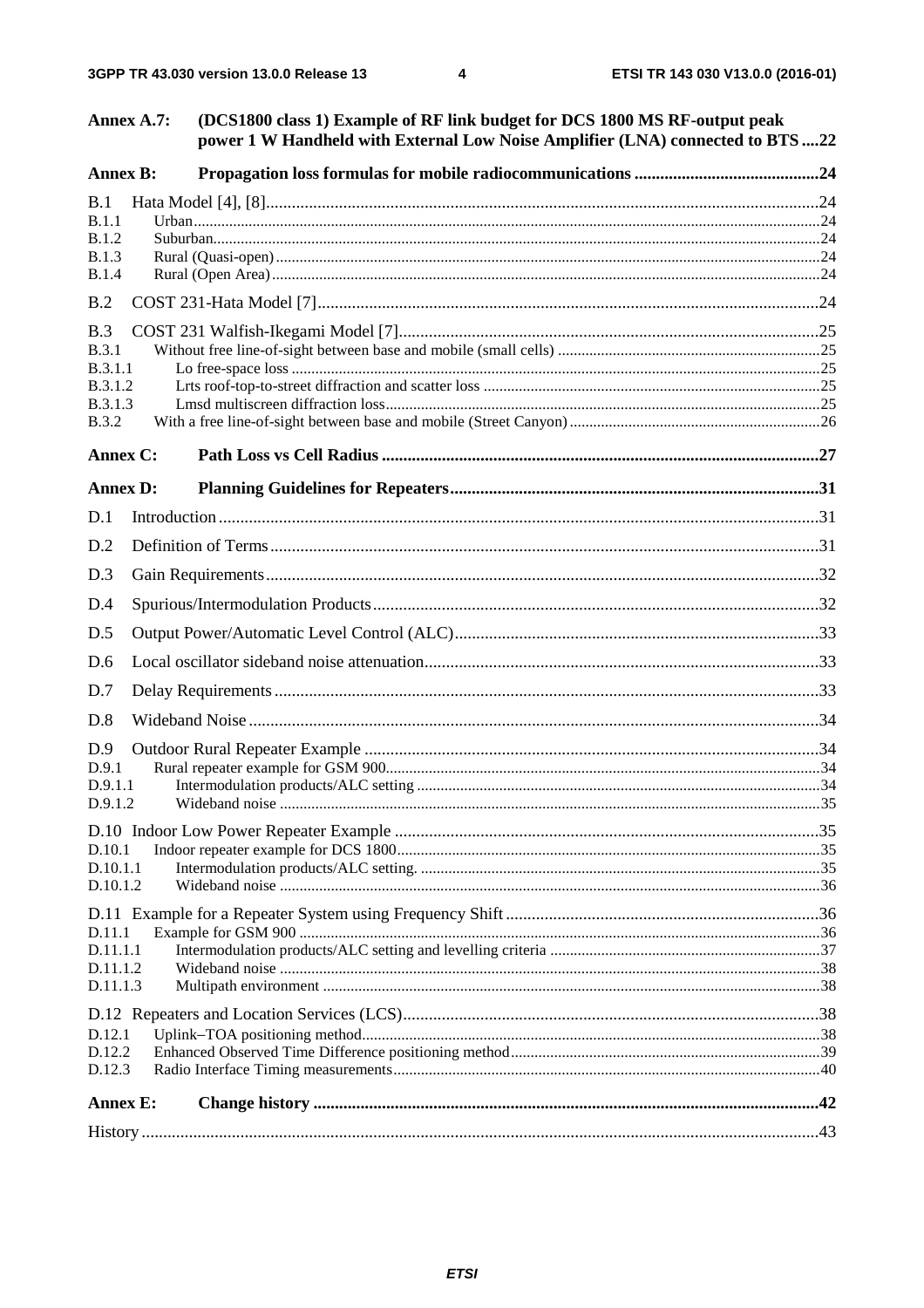Annex A.7: (DCS1800 class 1) Example of RF link budget for DCS 1800 MS RF-output peak power 1 W Handheld with External Low Noise Amplifier (LNA) connected to BTS ....22

**Annex B: Propagation loss formulas for mobile radiocommunications ....24**

B.1 Hata Model [4], [8]....24
B.1.1 Urban....24
B.1.2 Suburban....24
B.1.3 Rural (Quasi-open)....24
B.1.4 Rural (Open Area)....24

B.2 COST 231-Hata Model [7]....24

B.3 COST 231 Walfish-Ikegami Model [7]....25
B.3.1 Without free line-of-sight between base and mobile (small cells) ....25
B.3.1.1 Lo free-space loss ....25
B.3.1.2 Lrts roof-top-to-street diffraction and scatter loss ....25
B.3.1.3 Lmsd multiscreen diffraction loss....25
B.3.2 With a free line-of-sight between base and mobile (Street Canyon) ....26

**Annex C: Path Loss vs Cell Radius ....27**

**Annex D: Planning Guidelines for Repeaters....31**

D.1 Introduction....31

D.2 Definition of Terms....31

D.3 Gain Requirements....32

D.4 Spurious/Intermodulation Products....32

D.5 Output Power/Automatic Level Control (ALC)....33

D.6 Local oscillator sideband noise attenuation....33

D.7 Delay Requirements....33

D.8 Wideband Noise....34

D.9 Outdoor Rural Repeater Example ....34
D.9.1 Rural repeater example for GSM 900....34
D.9.1.1 Intermodulation products/ALC setting ....34
D.9.1.2 Wideband noise ....35

D.10 Indoor Low Power Repeater Example ....35
D.10.1 Indoor repeater example for DCS 1800....35
D.10.1.1 Intermodulation products/ALC setting. ....35
D.10.1.2 Wideband noise ....36

D.11 Example for a Repeater System using Frequency Shift....36
D.11.1 Example for GSM 900 ....36
D.11.1.1 Intermodulation products/ALC setting and levelling criteria ....37
D.11.1.2 Wideband noise ....38
D.11.1.3 Multipath environment ....38

D.12 Repeaters and Location Services (LCS)....38
D.12.1 Uplink–TOA positioning method....38
D.12.2 Enhanced Observed Time Difference positioning method....39
D.12.3 Radio Interface Timing measurements....40

**Annex E: Change history ....42**

History ....43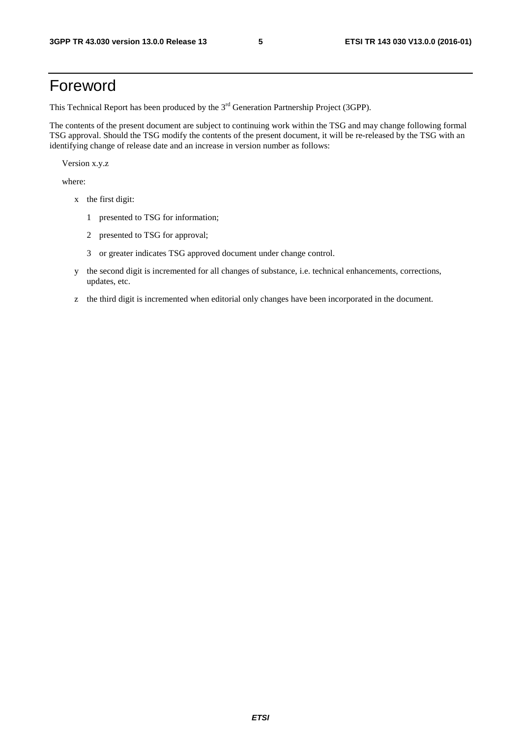# Foreword

This Technical Report has been produced by the 3rd Generation Partnership Project (3GPP).

The contents of the present document are subject to continuing work within the TSG and may change following formal TSG approval. Should the TSG modify the contents of the present document, it will be re-released by the TSG with an identifying change of release date and an increase in version number as follows:

Version x.y.z

where:

- x the first digit:
  - 1 presented to TSG for information;
  - 2 presented to TSG for approval;
  - 3 or greater indicates TSG approved document under change control.
- y the second digit is incremented for all changes of substance, i.e. technical enhancements, corrections, updates, etc.
- z the third digit is incremented when editorial only changes have been incorporated in the document.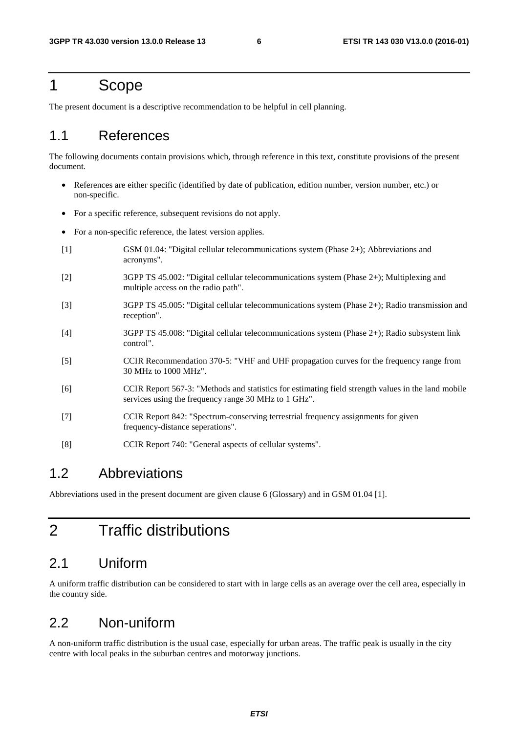# 1 Scope

The present document is a descriptive recommendation to be helpful in cell planning.

## 1.1 References

The following documents contain provisions which, through reference in this text, constitute provisions of the present document.

- References are either specific (identified by date of publication, edition number, version number, etc.) or non-specific.
- For a specific reference, subsequent revisions do not apply.
- For a non-specific reference, the latest version applies.

[1] GSM 01.04: "Digital cellular telecommunications system (Phase 2+); Abbreviations and acronyms".

[2] 3GPP TS 45.002: "Digital cellular telecommunications system (Phase 2+); Multiplexing and multiple access on the radio path".

[3] 3GPP TS 45.005: "Digital cellular telecommunications system (Phase 2+); Radio transmission and reception".

[4] 3GPP TS 45.008: "Digital cellular telecommunications system (Phase 2+); Radio subsystem link control".

[5] CCIR Recommendation 370-5: "VHF and UHF propagation curves for the frequency range from 30 MHz to 1000 MHz".

[6] CCIR Report 567-3: "Methods and statistics for estimating field strength values in the land mobile services using the frequency range 30 MHz to 1 GHz".

[7] CCIR Report 842: "Spectrum-conserving terrestrial frequency assignments for given frequency-distance seperations".

[8] CCIR Report 740: "General aspects of cellular systems".

## 1.2 Abbreviations

Abbreviations used in the present document are given clause 6 (Glossary) and in GSM 01.04 [1].

# 2 Traffic distributions

## 2.1 Uniform

A uniform traffic distribution can be considered to start with in large cells as an average over the cell area, especially in the country side.

## 2.2 Non-uniform

A non-uniform traffic distribution is the usual case, especially for urban areas. The traffic peak is usually in the city centre with local peaks in the suburban centres and motorway junctions.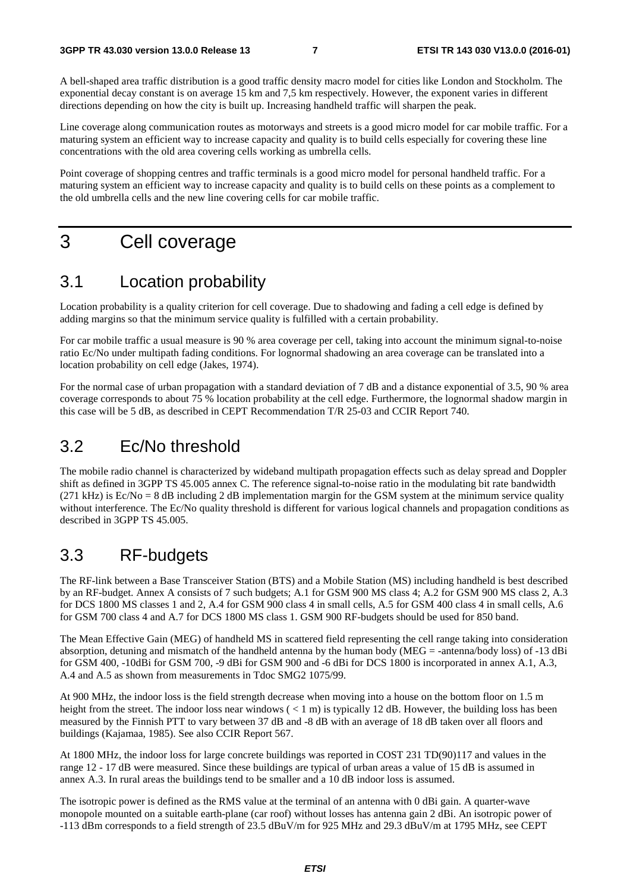A bell-shaped area traffic distribution is a good traffic density macro model for cities like London and Stockholm. The exponential decay constant is on average 15 km and 7,5 km respectively. However, the exponent varies in different directions depending on how the city is built up. Increasing handheld traffic will sharpen the peak.

Line coverage along communication routes as motorways and streets is a good micro model for car mobile traffic. For a maturing system an efficient way to increase capacity and quality is to build cells especially for covering these line concentrations with the old area covering cells working as umbrella cells.

Point coverage of shopping centres and traffic terminals is a good micro model for personal handheld traffic. For a maturing system an efficient way to increase capacity and quality is to build cells on these points as a complement to the old umbrella cells and the new line covering cells for car mobile traffic.

# 3 Cell coverage

## 3.1 Location probability

Location probability is a quality criterion for cell coverage. Due to shadowing and fading a cell edge is defined by adding margins so that the minimum service quality is fulfilled with a certain probability.

For car mobile traffic a usual measure is 90 % area coverage per cell, taking into account the minimum signal-to-noise ratio Ec/No under multipath fading conditions. For lognormal shadowing an area coverage can be translated into a location probability on cell edge (Jakes, 1974).

For the normal case of urban propagation with a standard deviation of 7 dB and a distance exponential of 3.5, 90 % area coverage corresponds to about 75 % location probability at the cell edge. Furthermore, the lognormal shadow margin in this case will be 5 dB, as described in CEPT Recommendation T/R 25-03 and CCIR Report 740.

## 3.2 Ec/No threshold

The mobile radio channel is characterized by wideband multipath propagation effects such as delay spread and Doppler shift as defined in 3GPP TS 45.005 annex C. The reference signal-to-noise ratio in the modulating bit rate bandwidth (271 kHz) is Ec/No = 8 dB including 2 dB implementation margin for the GSM system at the minimum service quality without interference. The Ec/No quality threshold is different for various logical channels and propagation conditions as described in 3GPP TS 45.005.

## 3.3 RF-budgets

The RF-link between a Base Transceiver Station (BTS) and a Mobile Station (MS) including handheld is best described by an RF-budget. Annex A consists of 7 such budgets; A.1 for GSM 900 MS class 4; A.2 for GSM 900 MS class 2, A.3 for DCS 1800 MS classes 1 and 2, A.4 for GSM 900 class 4 in small cells, A.5 for GSM 400 class 4 in small cells, A.6 for GSM 700 class 4 and A.7 for DCS 1800 MS class 1. GSM 900 RF-budgets should be used for 850 band.

The Mean Effective Gain (MEG) of handheld MS in scattered field representing the cell range taking into consideration absorption, detuning and mismatch of the handheld antenna by the human body (MEG = -antenna/body loss) of -13 dBi for GSM 400, -10dBi for GSM 700, -9 dBi for GSM 900 and -6 dBi for DCS 1800 is incorporated in annex A.1, A.3, A.4 and A.5 as shown from measurements in Tdoc SMG2 1075/99.

At 900 MHz, the indoor loss is the field strength decrease when moving into a house on the bottom floor on 1.5 m height from the street. The indoor loss near windows ( < 1 m) is typically 12 dB. However, the building loss has been measured by the Finnish PTT to vary between 37 dB and -8 dB with an average of 18 dB taken over all floors and buildings (Kajamaa, 1985). See also CCIR Report 567.

At 1800 MHz, the indoor loss for large concrete buildings was reported in COST 231 TD(90)117 and values in the range 12 - 17 dB were measured. Since these buildings are typical of urban areas a value of 15 dB is assumed in annex A.3. In rural areas the buildings tend to be smaller and a 10 dB indoor loss is assumed.

The isotropic power is defined as the RMS value at the terminal of an antenna with 0 dBi gain. A quarter-wave monopole mounted on a suitable earth-plane (car roof) without losses has antenna gain 2 dBi. An isotropic power of -113 dBm corresponds to a field strength of 23.5 dBuV/m for 925 MHz and 29.3 dBuV/m at 1795 MHz, see CEPT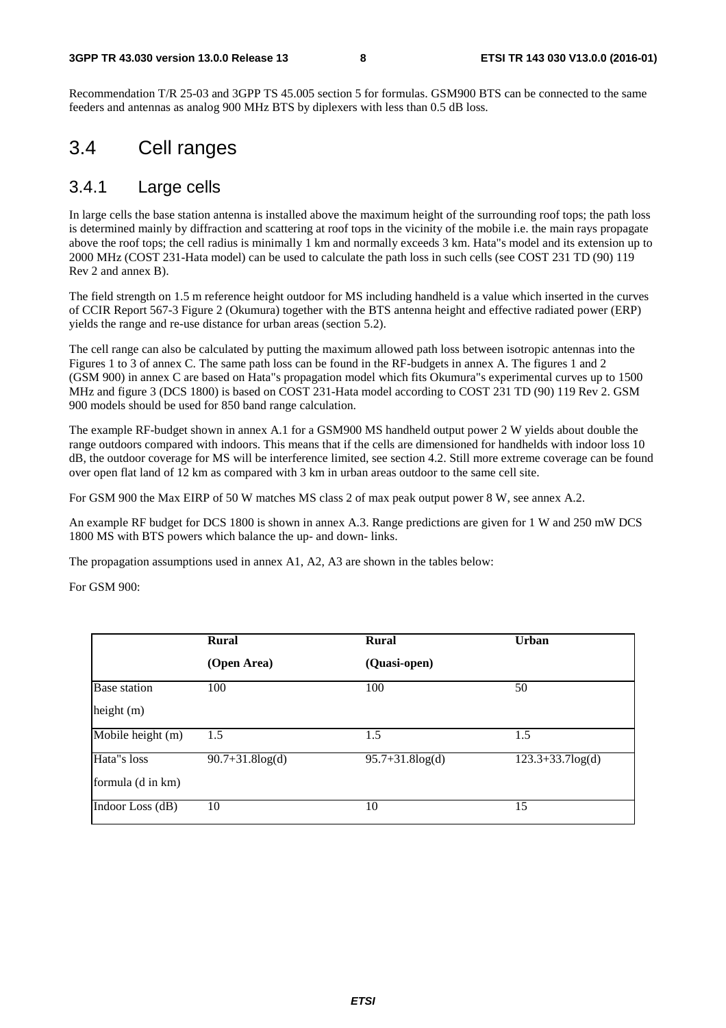Recommendation T/R 25-03 and 3GPP TS 45.005 section 5 for formulas. GSM900 BTS can be connected to the same feeders and antennas as analog 900 MHz BTS by diplexers with less than 0.5 dB loss.

## 3.4 Cell ranges

### 3.4.1 Large cells

In large cells the base station antenna is installed above the maximum height of the surrounding roof tops; the path loss is determined mainly by diffraction and scattering at roof tops in the vicinity of the mobile i.e. the main rays propagate above the roof tops; the cell radius is minimally 1 km and normally exceeds 3 km. Hata"s model and its extension up to 2000 MHz (COST 231-Hata model) can be used to calculate the path loss in such cells (see COST 231 TD (90) 119 Rev 2 and annex B).

The field strength on 1.5 m reference height outdoor for MS including handheld is a value which inserted in the curves of CCIR Report 567-3 Figure 2 (Okumura) together with the BTS antenna height and effective radiated power (ERP) yields the range and re-use distance for urban areas (section 5.2).

The cell range can also be calculated by putting the maximum allowed path loss between isotropic antennas into the Figures 1 to 3 of annex C. The same path loss can be found in the RF-budgets in annex A. The figures 1 and 2 (GSM 900) in annex C are based on Hata"s propagation model which fits Okumura"s experimental curves up to 1500 MHz and figure 3 (DCS 1800) is based on COST 231-Hata model according to COST 231 TD (90) 119 Rev 2. GSM 900 models should be used for 850 band range calculation.

The example RF-budget shown in annex A.1 for a GSM900 MS handheld output power 2 W yields about double the range outdoors compared with indoors. This means that if the cells are dimensioned for handhelds with indoor loss 10 dB, the outdoor coverage for MS will be interference limited, see section 4.2. Still more extreme coverage can be found over open flat land of 12 km as compared with 3 km in urban areas outdoor to the same cell site.

For GSM 900 the Max EIRP of 50 W matches MS class 2 of max peak output power 8 W, see annex A.2.

An example RF budget for DCS 1800 is shown in annex A.3. Range predictions are given for 1 W and 250 mW DCS 1800 MS with BTS powers which balance the up- and down- links.

The propagation assumptions used in annex A1, A2, A3 are shown in the tables below:

For GSM 900:

| | **Rural (Open Area)** | **Rural (Quasi-open)** | **Urban** |
|---|---|---|---|
| Base station height (m) | 100 | 100 | 50 |
| Mobile height (m) | 1.5 | 1.5 | 1.5 |
| Hata"s loss formula (d in km) | 90.7+31.8log(d) | 95.7+31.8log(d) | 123.3+33.7log(d) |
| Indoor Loss (dB) | 10 | 10 | 15 |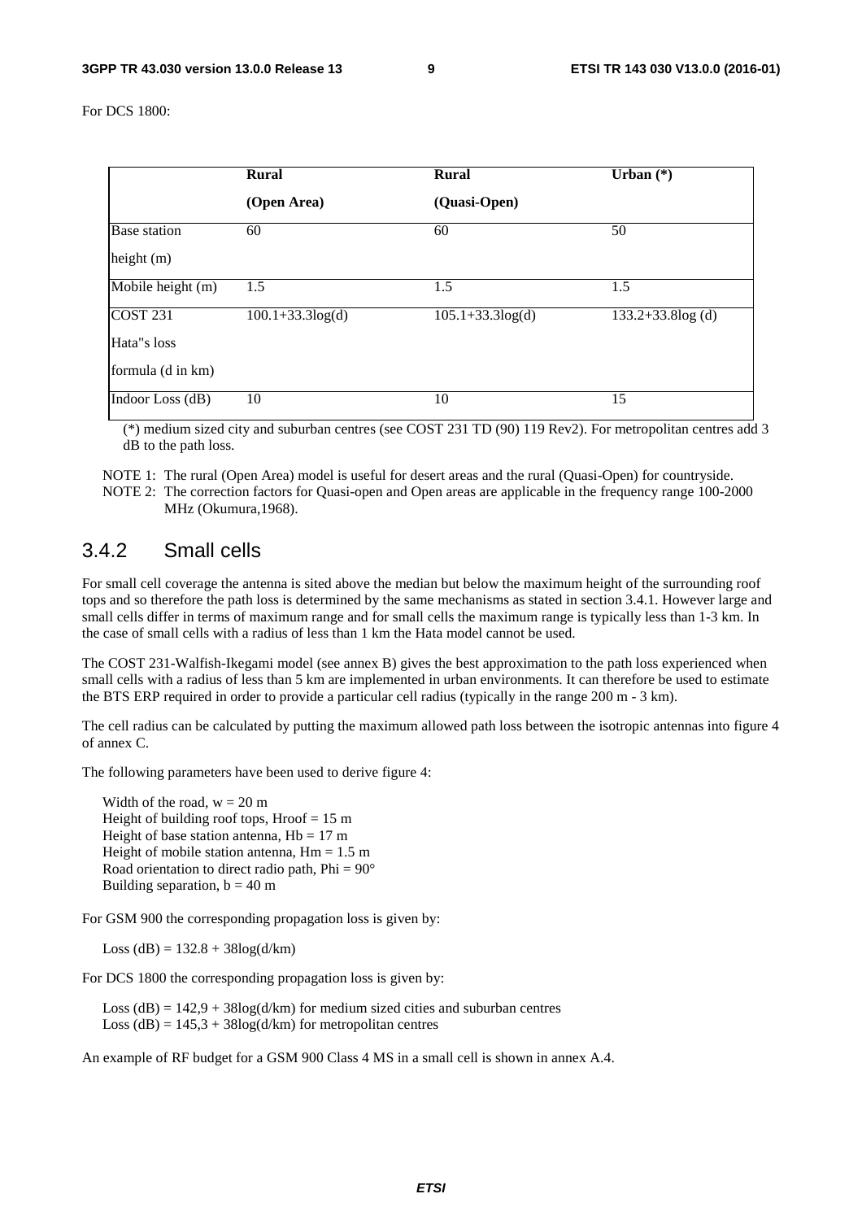For DCS 1800:

| | **Rural (Open Area)** | **Rural (Quasi-Open)** | **Urban (*)** |
|---|---|---|---|
| Base station height (m) | 60 | 60 | 50 |
| Mobile height (m) | 1.5 | 1.5 | 1.5 |
| COST 231 Hata"s loss formula (d in km) | 100.1+33.3log(d) | 105.1+33.3log(d) | 133.2+33.8log (d) |
| Indoor Loss (dB) | 10 | 10 | 15 |

(*) medium sized city and suburban centres (see COST 231 TD (90) 119 Rev2). For metropolitan centres add 3 dB to the path loss.

NOTE 1: The rural (Open Area) model is useful for desert areas and the rural (Quasi-Open) for countryside.

NOTE 2: The correction factors for Quasi-open and Open areas are applicable in the frequency range 100-2000 MHz (Okumura,1968).

## 3.4.2 Small cells

For small cell coverage the antenna is sited above the median but below the maximum height of the surrounding roof tops and so therefore the path loss is determined by the same mechanisms as stated in section 3.4.1. However large and small cells differ in terms of maximum range and for small cells the maximum range is typically less than 1-3 km. In the case of small cells with a radius of less than 1 km the Hata model cannot be used.

The COST 231-Walfish-Ikegami model (see annex B) gives the best approximation to the path loss experienced when small cells with a radius of less than 5 km are implemented in urban environments. It can therefore be used to estimate the BTS ERP required in order to provide a particular cell radius (typically in the range 200 m - 3 km).

The cell radius can be calculated by putting the maximum allowed path loss between the isotropic antennas into figure 4 of annex C.

The following parameters have been used to derive figure 4:

Width of the road, w = 20 m
Height of building roof tops, Hroof = 15 m
Height of base station antenna, Hb = 17 m
Height of mobile station antenna, Hm = 1.5 m
Road orientation to direct radio path, Phi = 90°
Building separation, b = 40 m

For GSM 900 the corresponding propagation loss is given by:

Loss (dB) = 132.8 + 38log(d/km)

For DCS 1800 the corresponding propagation loss is given by:

Loss (dB) = 142,9 + 38log(d/km) for medium sized cities and suburban centres
Loss (dB) = 145,3 + 38log(d/km) for metropolitan centres

An example of RF budget for a GSM 900 Class 4 MS in a small cell is shown in annex A.4.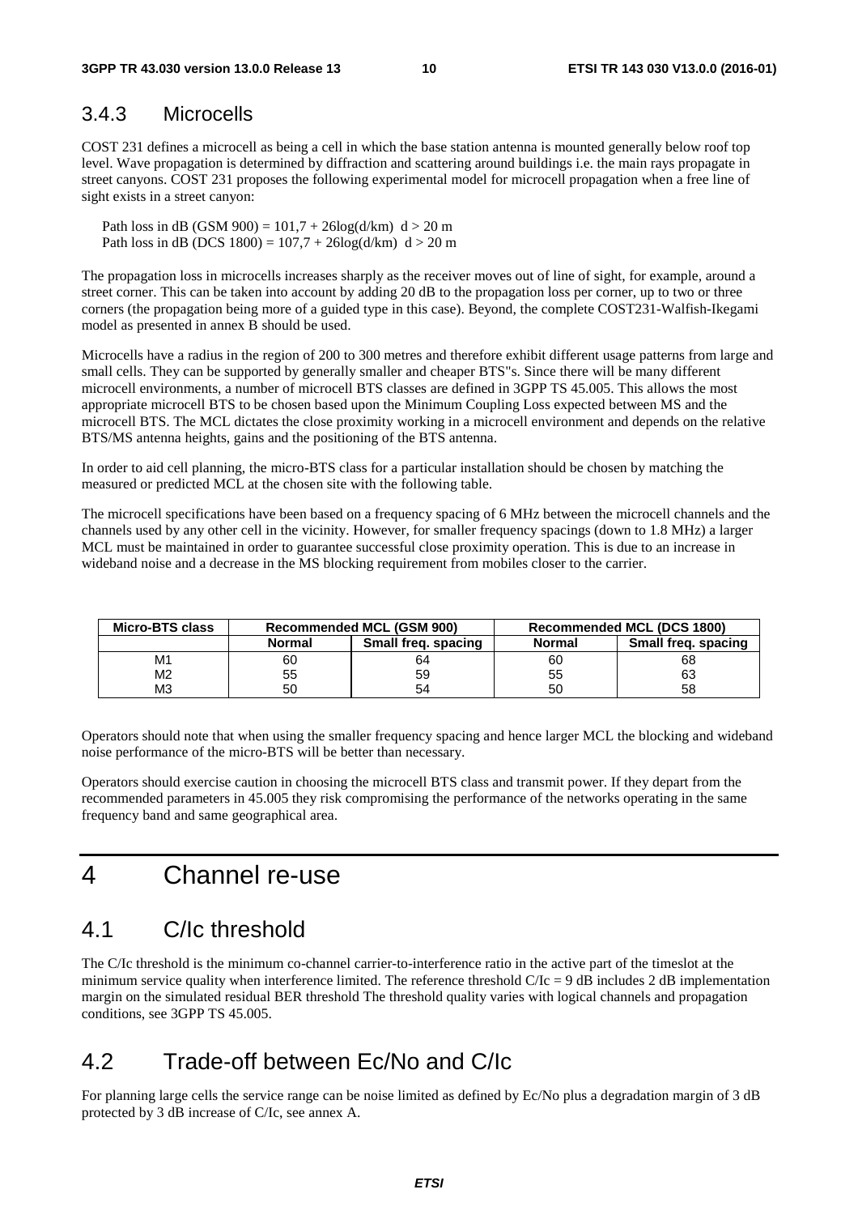### 3.4.3 Microcells

COST 231 defines a microcell as being a cell in which the base station antenna is mounted generally below roof top level. Wave propagation is determined by diffraction and scattering around buildings i.e. the main rays propagate in street canyons. COST 231 proposes the following experimental model for microcell propagation when a free line of sight exists in a street canyon:

Path loss in dB (GSM 900) = 101,7 + 26log(d/km)  d > 20 m
Path loss in dB (DCS 1800) = 107,7 + 26log(d/km)  d > 20 m

The propagation loss in microcells increases sharply as the receiver moves out of line of sight, for example, around a street corner. This can be taken into account by adding 20 dB to the propagation loss per corner, up to two or three corners (the propagation being more of a guided type in this case). Beyond, the complete COST231-Walfish-Ikegami model as presented in annex B should be used.

Microcells have a radius in the region of 200 to 300 metres and therefore exhibit different usage patterns from large and small cells. They can be supported by generally smaller and cheaper BTS"s. Since there will be many different microcell environments, a number of microcell BTS classes are defined in 3GPP TS 45.005. This allows the most appropriate microcell BTS to be chosen based upon the Minimum Coupling Loss expected between MS and the microcell BTS. The MCL dictates the close proximity working in a microcell environment and depends on the relative BTS/MS antenna heights, gains and the positioning of the BTS antenna.

In order to aid cell planning, the micro-BTS class for a particular installation should be chosen by matching the measured or predicted MCL at the chosen site with the following table.

The microcell specifications have been based on a frequency spacing of 6 MHz between the microcell channels and the channels used by any other cell in the vicinity. However, for smaller frequency spacings (down to 1.8 MHz) a larger MCL must be maintained in order to guarantee successful close proximity operation. This is due to an increase in wideband noise and a decrease in the MS blocking requirement from mobiles closer to the carrier.

| Micro-BTS class | Recommended MCL (GSM 900) | | Recommended MCL (DCS 1800) | |
|---|---|---|---|---|
| | Normal | Small freq. spacing | Normal | Small freq. spacing |
| M1 | 60 | 64 | 60 | 68 |
| M2 | 55 | 59 | 55 | 63 |
| M3 | 50 | 54 | 50 | 58 |

Operators should note that when using the smaller frequency spacing and hence larger MCL the blocking and wideband noise performance of the micro-BTS will be better than necessary.

Operators should exercise caution in choosing the microcell BTS class and transmit power. If they depart from the recommended parameters in 45.005 they risk compromising the performance of the networks operating in the same frequency band and same geographical area.

# 4 Channel re-use

## 4.1 C/Ic threshold

The C/Ic threshold is the minimum co-channel carrier-to-interference ratio in the active part of the timeslot at the minimum service quality when interference limited. The reference threshold C/Ic = 9 dB includes 2 dB implementation margin on the simulated residual BER threshold The threshold quality varies with logical channels and propagation conditions, see 3GPP TS 45.005.

## 4.2 Trade-off between Ec/No and C/Ic

For planning large cells the service range can be noise limited as defined by Ec/No plus a degradation margin of 3 dB protected by 3 dB increase of C/Ic, see annex A.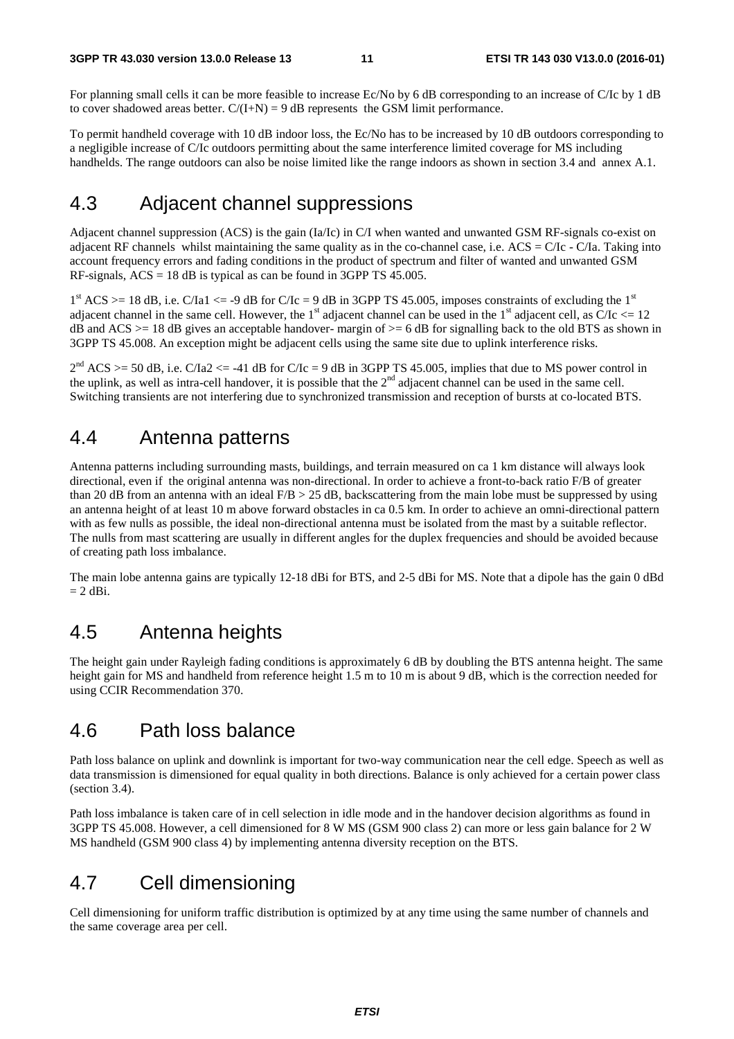For planning small cells it can be more feasible to increase Ec/No by 6 dB corresponding to an increase of C/Ic by 1 dB to cover shadowed areas better. C/(I+N) = 9 dB represents the GSM limit performance.

To permit handheld coverage with 10 dB indoor loss, the Ec/No has to be increased by 10 dB outdoors corresponding to a negligible increase of C/Ic outdoors permitting about the same interference limited coverage for MS including handhelds. The range outdoors can also be noise limited like the range indoors as shown in section 3.4 and annex A.1.

## 4.3 Adjacent channel suppressions

Adjacent channel suppression (ACS) is the gain (Ia/Ic) in C/I when wanted and unwanted GSM RF-signals co-exist on adjacent RF channels whilst maintaining the same quality as in the co-channel case, i.e. ACS = C/Ic - C/Ia. Taking into account frequency errors and fading conditions in the product of spectrum and filter of wanted and unwanted GSM RF-signals, ACS = 18 dB is typical as can be found in 3GPP TS 45.005.

1st ACS >= 18 dB, i.e. C/Ia1 <= -9 dB for C/Ic = 9 dB in 3GPP TS 45.005, imposes constraints of excluding the 1st adjacent channel in the same cell. However, the 1st adjacent channel can be used in the 1st adjacent cell, as C/Ic <= 12 dB and ACS >= 18 dB gives an acceptable handover- margin of >= 6 dB for signalling back to the old BTS as shown in 3GPP TS 45.008. An exception might be adjacent cells using the same site due to uplink interference risks.

2nd ACS >= 50 dB, i.e. C/Ia2 <= -41 dB for C/Ic = 9 dB in 3GPP TS 45.005, implies that due to MS power control in the uplink, as well as intra-cell handover, it is possible that the 2nd adjacent channel can be used in the same cell. Switching transients are not interfering due to synchronized transmission and reception of bursts at co-located BTS.

## 4.4 Antenna patterns

Antenna patterns including surrounding masts, buildings, and terrain measured on ca 1 km distance will always look directional, even if the original antenna was non-directional. In order to achieve a front-to-back ratio F/B of greater than 20 dB from an antenna with an ideal F/B > 25 dB, backscattering from the main lobe must be suppressed by using an antenna height of at least 10 m above forward obstacles in ca 0.5 km. In order to achieve an omni-directional pattern with as few nulls as possible, the ideal non-directional antenna must be isolated from the mast by a suitable reflector. The nulls from mast scattering are usually in different angles for the duplex frequencies and should be avoided because of creating path loss imbalance.

The main lobe antenna gains are typically 12-18 dBi for BTS, and 2-5 dBi for MS. Note that a dipole has the gain 0 dBd = 2 dBi.

## 4.5 Antenna heights

The height gain under Rayleigh fading conditions is approximately 6 dB by doubling the BTS antenna height. The same height gain for MS and handheld from reference height 1.5 m to 10 m is about 9 dB, which is the correction needed for using CCIR Recommendation 370.

## 4.6 Path loss balance

Path loss balance on uplink and downlink is important for two-way communication near the cell edge. Speech as well as data transmission is dimensioned for equal quality in both directions. Balance is only achieved for a certain power class (section 3.4).

Path loss imbalance is taken care of in cell selection in idle mode and in the handover decision algorithms as found in 3GPP TS 45.008. However, a cell dimensioned for 8 W MS (GSM 900 class 2) can more or less gain balance for 2 W MS handheld (GSM 900 class 4) by implementing antenna diversity reception on the BTS.

## 4.7 Cell dimensioning

Cell dimensioning for uniform traffic distribution is optimized by at any time using the same number of channels and the same coverage area per cell.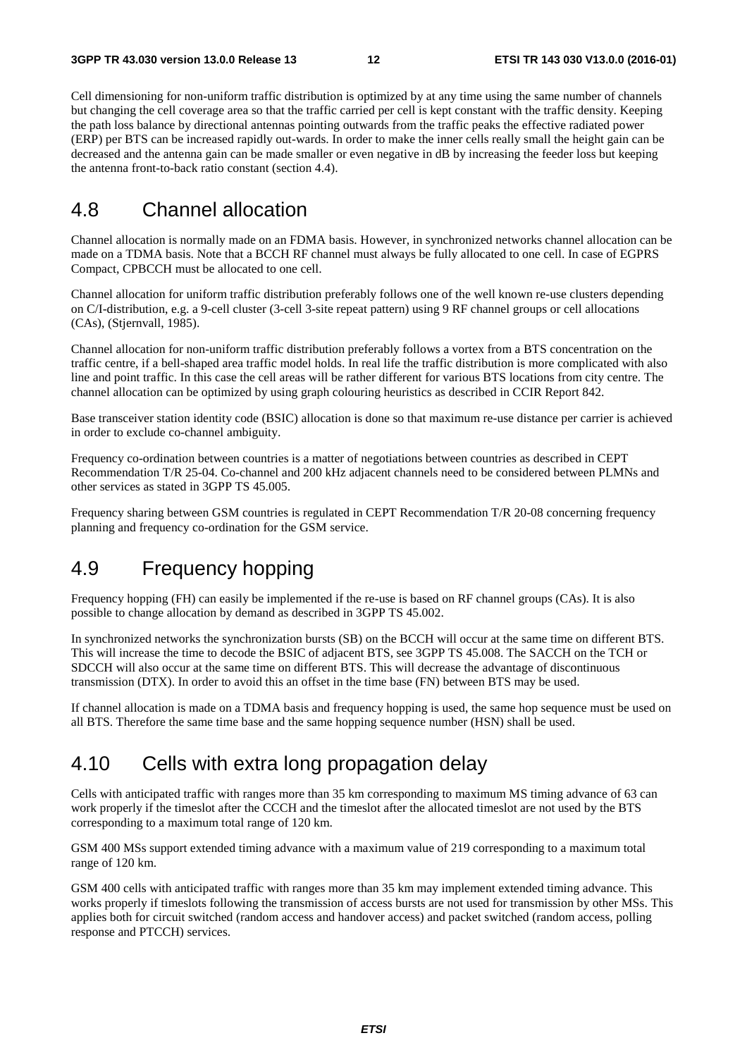Cell dimensioning for non-uniform traffic distribution is optimized by at any time using the same number of channels but changing the cell coverage area so that the traffic carried per cell is kept constant with the traffic density. Keeping the path loss balance by directional antennas pointing outwards from the traffic peaks the effective radiated power (ERP) per BTS can be increased rapidly out-wards. In order to make the inner cells really small the height gain can be decreased and the antenna gain can be made smaller or even negative in dB by increasing the feeder loss but keeping the antenna front-to-back ratio constant (section 4.4).

## 4.8 Channel allocation

Channel allocation is normally made on an FDMA basis. However, in synchronized networks channel allocation can be made on a TDMA basis. Note that a BCCH RF channel must always be fully allocated to one cell. In case of EGPRS Compact, CPBCCH must be allocated to one cell.

Channel allocation for uniform traffic distribution preferably follows one of the well known re-use clusters depending on C/I-distribution, e.g. a 9-cell cluster (3-cell 3-site repeat pattern) using 9 RF channel groups or cell allocations (CAs), (Stjernvall, 1985).

Channel allocation for non-uniform traffic distribution preferably follows a vortex from a BTS concentration on the traffic centre, if a bell-shaped area traffic model holds. In real life the traffic distribution is more complicated with also line and point traffic. In this case the cell areas will be rather different for various BTS locations from city centre. The channel allocation can be optimized by using graph colouring heuristics as described in CCIR Report 842.

Base transceiver station identity code (BSIC) allocation is done so that maximum re-use distance per carrier is achieved in order to exclude co-channel ambiguity.

Frequency co-ordination between countries is a matter of negotiations between countries as described in CEPT Recommendation T/R 25-04. Co-channel and 200 kHz adjacent channels need to be considered between PLMNs and other services as stated in 3GPP TS 45.005.

Frequency sharing between GSM countries is regulated in CEPT Recommendation T/R 20-08 concerning frequency planning and frequency co-ordination for the GSM service.

## 4.9 Frequency hopping

Frequency hopping (FH) can easily be implemented if the re-use is based on RF channel groups (CAs). It is also possible to change allocation by demand as described in 3GPP TS 45.002.

In synchronized networks the synchronization bursts (SB) on the BCCH will occur at the same time on different BTS. This will increase the time to decode the BSIC of adjacent BTS, see 3GPP TS 45.008. The SACCH on the TCH or SDCCH will also occur at the same time on different BTS. This will decrease the advantage of discontinuous transmission (DTX). In order to avoid this an offset in the time base (FN) between BTS may be used.

If channel allocation is made on a TDMA basis and frequency hopping is used, the same hop sequence must be used on all BTS. Therefore the same time base and the same hopping sequence number (HSN) shall be used.

## 4.10 Cells with extra long propagation delay

Cells with anticipated traffic with ranges more than 35 km corresponding to maximum MS timing advance of 63 can work properly if the timeslot after the CCCH and the timeslot after the allocated timeslot are not used by the BTS corresponding to a maximum total range of 120 km.

GSM 400 MSs support extended timing advance with a maximum value of 219 corresponding to a maximum total range of 120 km.

GSM 400 cells with anticipated traffic with ranges more than 35 km may implement extended timing advance. This works properly if timeslots following the transmission of access bursts are not used for transmission by other MSs. This applies both for circuit switched (random access and handover access) and packet switched (random access, polling response and PTCCH) services.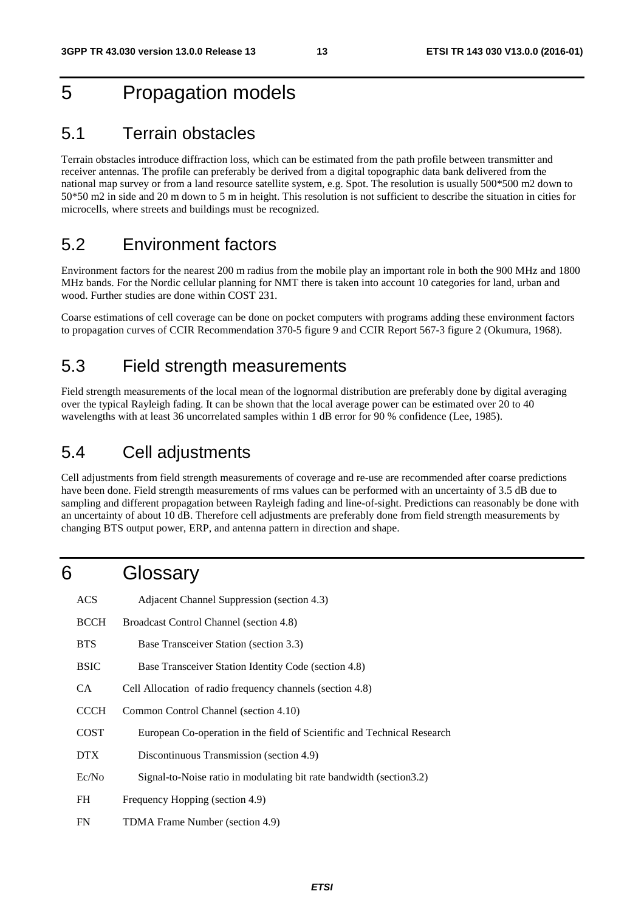# 5 Propagation models

## 5.1 Terrain obstacles

Terrain obstacles introduce diffraction loss, which can be estimated from the path profile between transmitter and receiver antennas. The profile can preferably be derived from a digital topographic data bank delivered from the national map survey or from a land resource satellite system, e.g. Spot. The resolution is usually 500*500 m2 down to 50*50 m2 in side and 20 m down to 5 m in height. This resolution is not sufficient to describe the situation in cities for microcells, where streets and buildings must be recognized.

## 5.2 Environment factors

Environment factors for the nearest 200 m radius from the mobile play an important role in both the 900 MHz and 1800 MHz bands. For the Nordic cellular planning for NMT there is taken into account 10 categories for land, urban and wood. Further studies are done within COST 231.

Coarse estimations of cell coverage can be done on pocket computers with programs adding these environment factors to propagation curves of CCIR Recommendation 370-5 figure 9 and CCIR Report 567-3 figure 2 (Okumura, 1968).

## 5.3 Field strength measurements

Field strength measurements of the local mean of the lognormal distribution are preferably done by digital averaging over the typical Rayleigh fading. It can be shown that the local average power can be estimated over 20 to 40 wavelengths with at least 36 uncorrelated samples within 1 dB error for 90 % confidence (Lee, 1985).

## 5.4 Cell adjustments

Cell adjustments from field strength measurements of coverage and re-use are recommended after coarse predictions have been done. Field strength measurements of rms values can be performed with an uncertainty of 3.5 dB due to sampling and different propagation between Rayleigh fading and line-of-sight. Predictions can reasonably be done with an uncertainty of about 10 dB. Therefore cell adjustments are preferably done from field strength measurements by changing BTS output power, ERP, and antenna pattern in direction and shape.

# 6 Glossary

| | |
|---|---|
| ACS | Adjacent Channel Suppression (section 4.3) |
| BCCH | Broadcast Control Channel (section 4.8) |
| BTS | Base Transceiver Station (section 3.3) |
| BSIC | Base Transceiver Station Identity Code (section 4.8) |
| CA | Cell Allocation of radio frequency channels (section 4.8) |
| CCCH | Common Control Channel (section 4.10) |
| COST | European Co-operation in the field of Scientific and Technical Research |
| DTX | Discontinuous Transmission (section 4.9) |
| Ec/No | Signal-to-Noise ratio in modulating bit rate bandwidth (section3.2) |
| FH | Frequency Hopping (section 4.9) |
| FN | TDMA Frame Number (section 4.9) |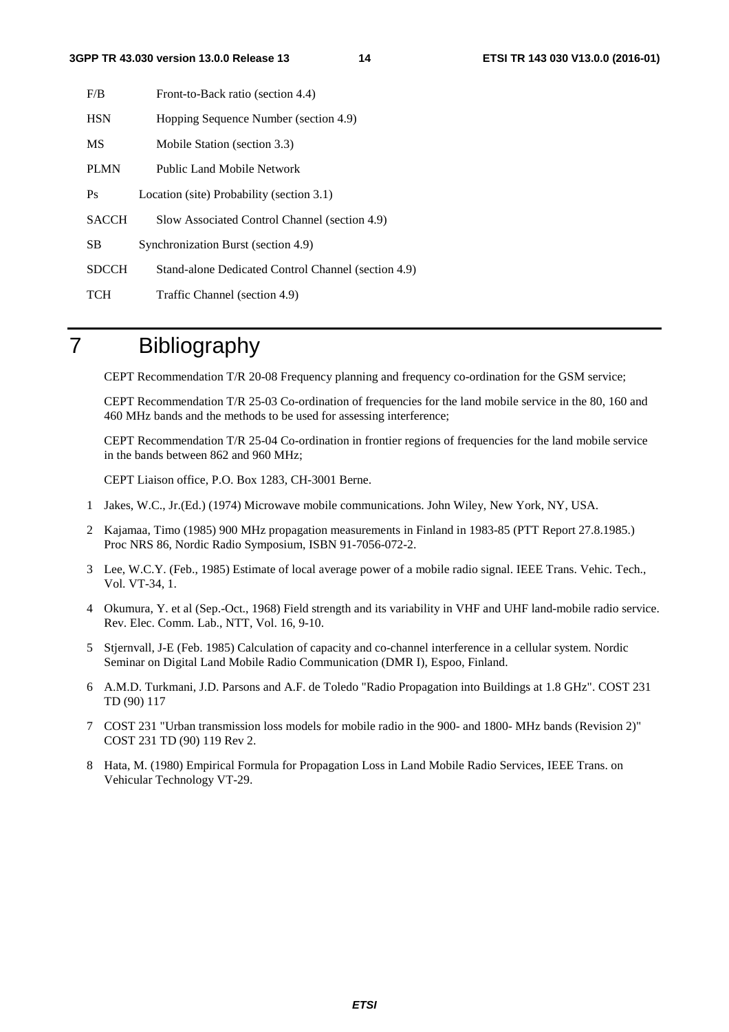F/B Front-to-Back ratio (section 4.4)

HSN Hopping Sequence Number (section 4.9)

MS Mobile Station (section 3.3)

PLMN Public Land Mobile Network

Ps Location (site) Probability (section 3.1)

SACCH Slow Associated Control Channel (section 4.9)

SB Synchronization Burst (section 4.9)

SDCCH Stand-alone Dedicated Control Channel (section 4.9)

TCH Traffic Channel (section 4.9)

# 7 Bibliography

CEPT Recommendation T/R 20-08 Frequency planning and frequency co-ordination for the GSM service;

CEPT Recommendation T/R 25-03 Co-ordination of frequencies for the land mobile service in the 80, 160 and 460 MHz bands and the methods to be used for assessing interference;

CEPT Recommendation T/R 25-04 Co-ordination in frontier regions of frequencies for the land mobile service in the bands between 862 and 960 MHz;

CEPT Liaison office, P.O. Box 1283, CH-3001 Berne.

1 Jakes, W.C., Jr.(Ed.) (1974) Microwave mobile communications. John Wiley, New York, NY, USA.

2 Kajamaa, Timo (1985) 900 MHz propagation measurements in Finland in 1983-85 (PTT Report 27.8.1985.) Proc NRS 86, Nordic Radio Symposium, ISBN 91-7056-072-2.

3 Lee, W.C.Y. (Feb., 1985) Estimate of local average power of a mobile radio signal. IEEE Trans. Vehic. Tech., Vol. VT-34, 1.

4 Okumura, Y. et al (Sep.-Oct., 1968) Field strength and its variability in VHF and UHF land-mobile radio service. Rev. Elec. Comm. Lab., NTT, Vol. 16, 9-10.

5 Stjernvall, J-E (Feb. 1985) Calculation of capacity and co-channel interference in a cellular system. Nordic Seminar on Digital Land Mobile Radio Communication (DMR I), Espoo, Finland.

6 A.M.D. Turkmani, J.D. Parsons and A.F. de Toledo "Radio Propagation into Buildings at 1.8 GHz". COST 231 TD (90) 117

7 COST 231 "Urban transmission loss models for mobile radio in the 900- and 1800- MHz bands (Revision 2)" COST 231 TD (90) 119 Rev 2.

8 Hata, M. (1980) Empirical Formula for Propagation Loss in Land Mobile Radio Services, IEEE Trans. on Vehicular Technology VT-29.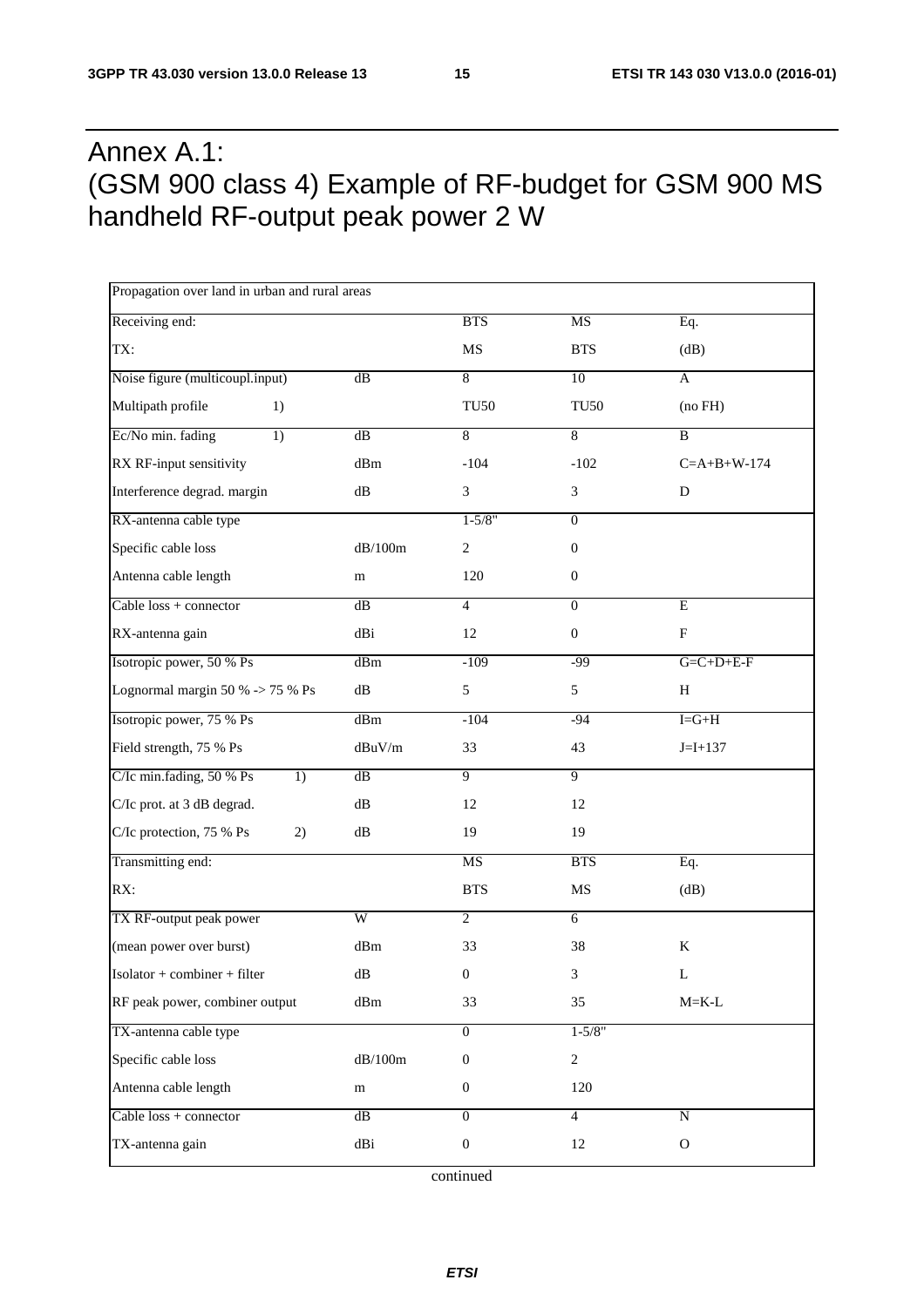# Annex A.1: (GSM 900 class 4) Example of RF-budget for GSM 900 MS handheld RF-output peak power 2 W

| Propagation over land in urban and rural areas | | | | |
|---|---|---|---|---|
| Receiving end: | | BTS | MS | Eq. |
| TX: | | MS | BTS | (dB) |
| Noise figure (multicoupl.input) | dB | 8 | 10 | A |
| Multipath profile 1) | | TU50 | TU50 | (no FH) |
| Ec/No min. fading 1) | dB | 8 | 8 | B |
| RX RF-input sensitivity | dBm | -104 | -102 | C=A+B+W-174 |
| Interference degrad. margin | dB | 3 | 3 | D |
| RX-antenna cable type | | 1-5/8" | 0 | |
| Specific cable loss | dB/100m | 2 | 0 | |
| Antenna cable length | m | 120 | 0 | |
| Cable loss + connector | dB | 4 | 0 | E |
| RX-antenna gain | dBi | 12 | 0 | F |
| Isotropic power, 50 % Ps | dBm | -109 | -99 | G=C+D+E-F |
| Lognormal margin 50 % -> 75 % Ps | dB | 5 | 5 | H |
| Isotropic power, 75 % Ps | dBm | -104 | -94 | I=G+H |
| Field strength, 75 % Ps | dBuV/m | 33 | 43 | J=I+137 |
| C/Ic min.fading, 50 % Ps 1) | dB | 9 | 9 | |
| C/Ic prot. at 3 dB degrad. | dB | 12 | 12 | |
| C/Ic protection, 75 % Ps 2) | dB | 19 | 19 | |
| Transmitting end: | | MS | BTS | Eq. |
| RX: | | BTS | MS | (dB) |
| TX RF-output peak power | W | 2 | 6 | |
| (mean power over burst) | dBm | 33 | 38 | K |
| Isolator + combiner + filter | dB | 0 | 3 | L |
| RF peak power, combiner output | dBm | 33 | 35 | M=K-L |
| TX-antenna cable type | | 0 | 1-5/8" | |
| Specific cable loss | dB/100m | 0 | 2 | |
| Antenna cable length | m | 0 | 120 | |
| Cable loss + connector | dB | 0 | 4 | N |
| TX-antenna gain | dBi | 0 | 12 | O |

continued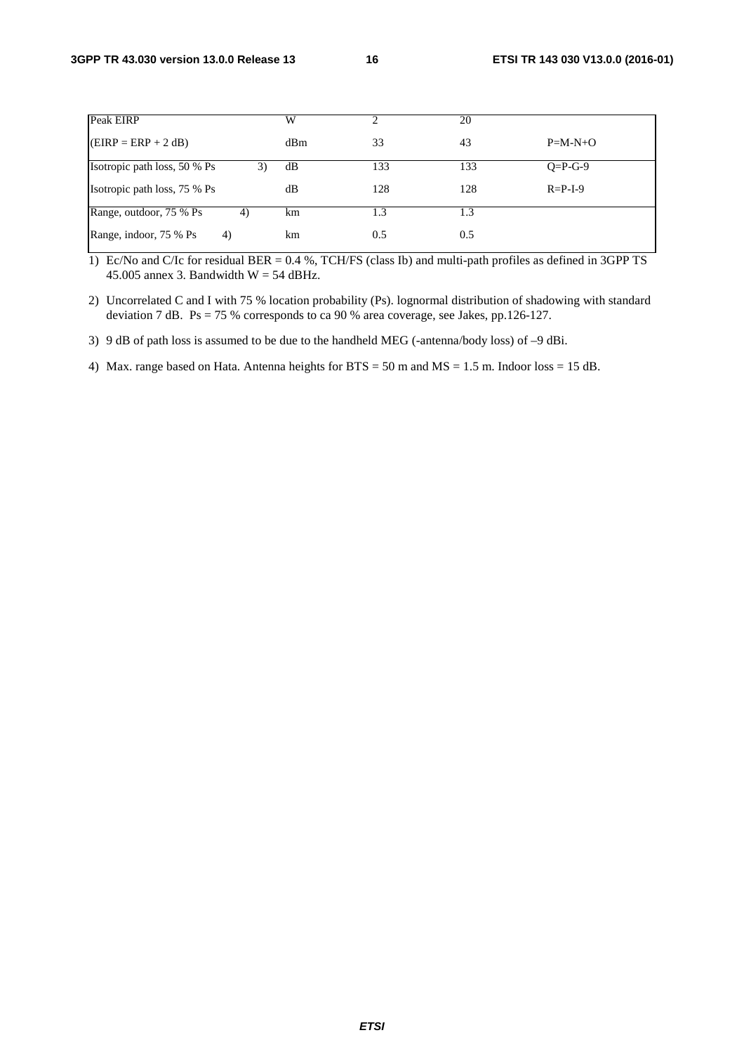| | | | | |
|---|---|---|---|---|
| Peak EIRP | W | 2 | 20 | |
| (EIRP = ERP + 2 dB) | dBm | 33 | 43 | P=M-N+O |
| Isotropic path loss, 50 % Ps 3) | dB | 133 | 133 | Q=P-G-9 |
| Isotropic path loss, 75 % Ps | dB | 128 | 128 | R=P-I-9 |
| Range, outdoor, 75 % Ps 4) | km | 1.3 | 1.3 | |
| Range, indoor, 75 % Ps 4) | km | 0.5 | 0.5 | |

1) Ec/No and C/Ic for residual BER = 0.4 %, TCH/FS (class Ib) and multi-path profiles as defined in 3GPP TS 45.005 annex 3. Bandwidth W = 54 dBHz.

2) Uncorrelated C and I with 75 % location probability (Ps). lognormal distribution of shadowing with standard deviation 7 dB. Ps = 75 % corresponds to ca 90 % area coverage, see Jakes, pp.126-127.

3) 9 dB of path loss is assumed to be due to the handheld MEG (-antenna/body loss) of –9 dBi.

4) Max. range based on Hata. Antenna heights for BTS = 50 m and MS = 1.5 m. Indoor loss = 15 dB.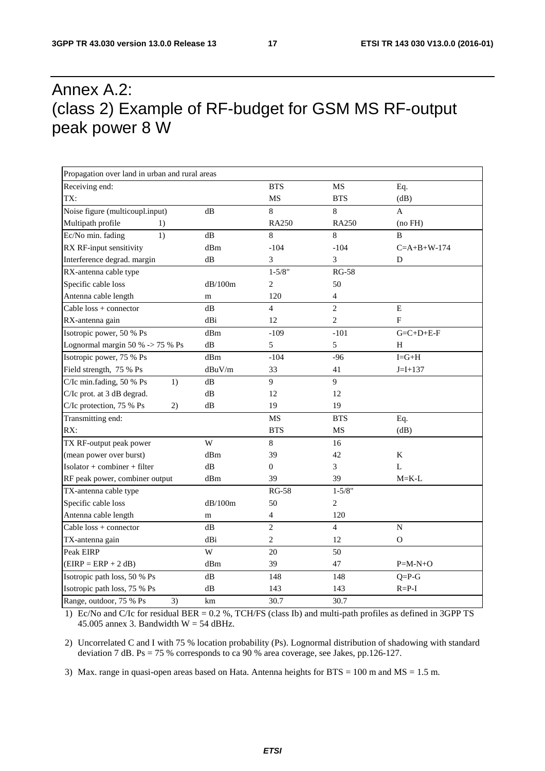# Annex A.2: (class 2) Example of RF-budget for GSM MS RF-output peak power 8 W

| Propagation over land in urban and rural areas | | | | |
|---|---|---|---|---|
| Receiving end: | | BTS | MS | Eq. |
| TX: | | MS | BTS | (dB) |
| Noise figure (multicoupl.input) | dB | 8 | 8 | A |
| Multipath profile 1) | | RA250 | RA250 | (no FH) |
| Ec/No min. fading 1) | dB | 8 | 8 | B |
| RX RF-input sensitivity | dBm | -104 | -104 | C=A+B+W-174 |
| Interference degrad. margin | dB | 3 | 3 | D |
| RX-antenna cable type | | 1-5/8" | RG-58 | |
| Specific cable loss | dB/100m | 2 | 50 | |
| Antenna cable length | m | 120 | 4 | |
| Cable loss + connector | dB | 4 | 2 | E |
| RX-antenna gain | dBi | 12 | 2 | F |
| Isotropic power, 50 % Ps | dBm | -109 | -101 | G=C+D+E-F |
| Lognormal margin 50 % -> 75 % Ps | dB | 5 | 5 | H |
| Isotropic power, 75 % Ps | dBm | -104 | -96 | I=G+H |
| Field strength, 75 % Ps | dBuV/m | 33 | 41 | J=I+137 |
| C/Ic min.fading, 50 % Ps 1) | dB | 9 | 9 | |
| C/Ic prot. at 3 dB degrad. | dB | 12 | 12 | |
| C/Ic protection, 75 % Ps 2) | dB | 19 | 19 | |
| Transmitting end: | | MS | BTS | Eq. |
| RX: | | BTS | MS | (dB) |
| TX RF-output peak power | W | 8 | 16 | |
| (mean power over burst) | dBm | 39 | 42 | K |
| Isolator + combiner + filter | dB | 0 | 3 | L |
| RF peak power, combiner output | dBm | 39 | 39 | M=K-L |
| TX-antenna cable type | | RG-58 | 1-5/8" | |
| Specific cable loss | dB/100m | 50 | 2 | |
| Antenna cable length | m | 4 | 120 | |
| Cable loss + connector | dB | 2 | 4 | N |
| TX-antenna gain | dBi | 2 | 12 | O |
| Peak EIRP | W | 20 | 50 | |
| (EIRP = ERP + 2 dB) | dBm | 39 | 47 | P=M-N+O |
| Isotropic path loss, 50 % Ps | dB | 148 | 148 | Q=P-G |
| Isotropic path loss, 75 % Ps | dB | 143 | 143 | R=P-I |
| Range, outdoor, 75 % Ps 3) | km | 30.7 | 30.7 | |

1) Ec/No and C/Ic for residual BER = 0.2 %, TCH/FS (class Ib) and multi-path profiles as defined in 3GPP TS 45.005 annex 3. Bandwidth W = 54 dBHz.

2) Uncorrelated C and I with 75 % location probability (Ps). Lognormal distribution of shadowing with standard deviation 7 dB. Ps = 75 % corresponds to ca 90 % area coverage, see Jakes, pp.126-127.

3) Max. range in quasi-open areas based on Hata. Antenna heights for BTS = 100 m and MS = 1.5 m.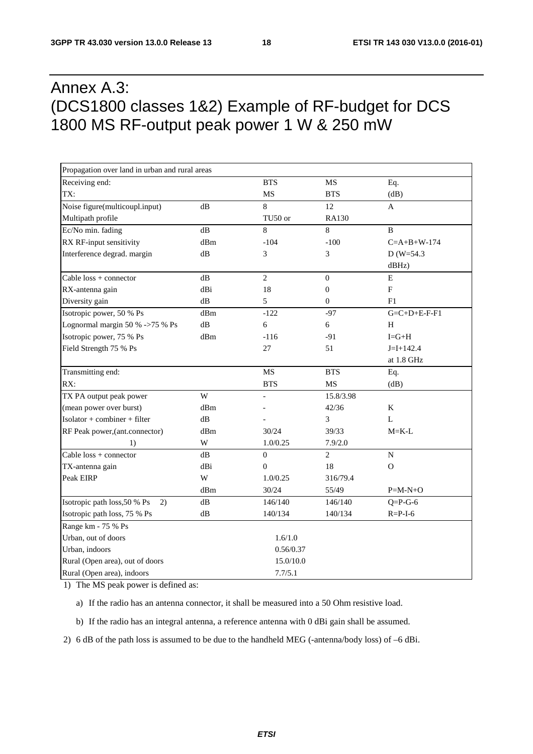# Annex A.3: (DCS1800 classes 1&2) Example of RF-budget for DCS 1800 MS RF-output peak power 1 W & 250 mW

| Propagation over land in urban and rural areas | | | | |
|---|---|---|---|---|
| Receiving end: | | BTS | MS | Eq. |
| TX: | | MS | BTS | (dB) |
| Noise figure(multicoupl.input) | dB | 8 | 12 | A |
| Multipath profile | | TU50 or | RA130 | |
| Ec/No min. fading | dB | 8 | 8 | B |
| RX RF-input sensitivity | dBm | -104 | -100 | C=A+B+W-174 |
| Interference degrad. margin | dB | 3 | 3 | D (W=54.3 dBHz) |
| Cable loss + connector | dB | 2 | 0 | E |
| RX-antenna gain | dBi | 18 | 0 | F |
| Diversity gain | dB | 5 | 0 | F1 |
| Isotropic power, 50 % Ps | dBm | -122 | -97 | G=C+D+E-F-F1 |
| Lognormal margin 50 % ->75 % Ps | dB | 6 | 6 | H |
| Isotropic power, 75 % Ps | dBm | -116 | -91 | I=G+H |
| Field Strength 75 % Ps | | 27 | 51 | J=I+142.4 at 1.8 GHz |
| Transmitting end: | | MS | BTS | Eq. |
| RX: | | BTS | MS | (dB) |
| TX PA output peak power | W | - | 15.8/3.98 | |
| (mean power over burst) | dBm | - | 42/36 | K |
| Isolator + combiner + filter | dB | - | 3 | L |
| RF Peak power,(ant.connector) | dBm | 30/24 | 39/33 | M=K-L |
| 1) | W | 1.0/0.25 | 7.9/2.0 | |
| Cable loss + connector | dB | 0 | 2 | N |
| TX-antenna gain | dBi | 0 | 18 | O |
| Peak EIRP | W | 1.0/0.25 | 316/79.4 | |
| | dBm | 30/24 | 55/49 | P=M-N+O |
| Isotropic path loss,50 % Ps 2) | dB | 146/140 | 146/140 | Q=P-G-6 |
| Isotropic path loss, 75 % Ps | dB | 140/134 | 140/134 | R=P-I-6 |
| Range km - 75 % Ps | | | | |
| Urban, out of doors | | 1.6/1.0 | | |
| Urban, indoors | | 0.56/0.37 | | |
| Rural (Open area), out of doors | | 15.0/10.0 | | |
| Rural (Open area), indoors | | 7.7/5.1 | | |

1) The MS peak power is defined as:

   a) If the radio has an antenna connector, it shall be measured into a 50 Ohm resistive load.

   b) If the radio has an integral antenna, a reference antenna with 0 dBi gain shall be assumed.

2) 6 dB of the path loss is assumed to be due to the handheld MEG (-antenna/body loss) of –6 dBi.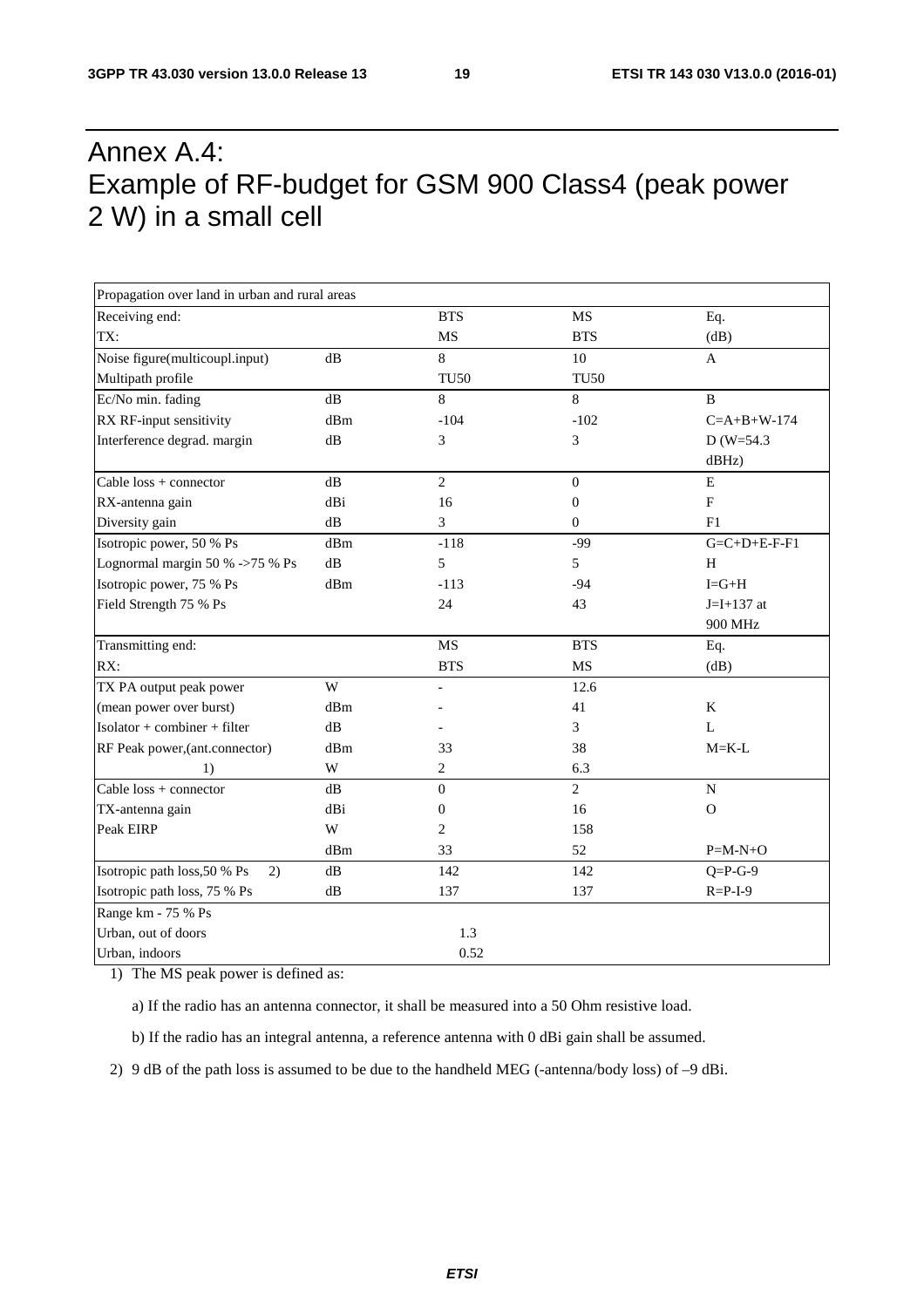# Annex A.4: Example of RF-budget for GSM 900 Class4 (peak power 2 W) in a small cell

| Propagation over land in urban and rural areas | | | | |
|---|---|---|---|---|
| Receiving end: | | BTS | MS | Eq. |
| TX: | | MS | BTS | (dB) |
| Noise figure(multicoupl.input) | dB | 8 | 10 | A |
| Multipath profile | | TU50 | TU50 | |
| Ec/No min. fading | dB | 8 | 8 | B |
| RX RF-input sensitivity | dBm | -104 | -102 | C=A+B+W-174 |
| Interference degrad. margin | dB | 3 | 3 | D (W=54.3 dBHz) |
| Cable loss + connector | dB | 2 | 0 | E |
| RX-antenna gain | dBi | 16 | 0 | F |
| Diversity gain | dB | 3 | 0 | F1 |
| Isotropic power, 50 % Ps | dBm | -118 | -99 | G=C+D+E-F-F1 |
| Lognormal margin 50 % ->75 % Ps | dB | 5 | 5 | H |
| Isotropic power, 75 % Ps | dBm | -113 | -94 | I=G+H |
| Field Strength 75 % Ps | | 24 | 43 | J=I+137 at 900 MHz |
| Transmitting end: | | MS | BTS | Eq. |
| RX: | | BTS | MS | (dB) |
| TX PA output peak power | W | - | 12.6 | |
| (mean power over burst) | dBm | - | 41 | K |
| Isolator + combiner + filter | dB | - | 3 | L |
| RF Peak power,(ant.connector) | dBm | 33 | 38 | M=K-L |
| 1) | W | 2 | 6.3 | |
| Cable loss + connector | dB | 0 | 2 | N |
| TX-antenna gain | dBi | 0 | 16 | O |
| Peak EIRP | W | 2 | 158 | |
| | dBm | 33 | 52 | P=M-N+O |
| Isotropic path loss,50 % Ps 2) | dB | 142 | 142 | Q=P-G-9 |
| Isotropic path loss, 75 % Ps | dB | 137 | 137 | R=P-I-9 |
| Range km - 75 % Ps | | | | |
| Urban, out of doors | | 1.3 | | |
| Urban, indoors | | 0.52 | | |

1) The MS peak power is defined as:

   a) If the radio has an antenna connector, it shall be measured into a 50 Ohm resistive load.

   b) If the radio has an integral antenna, a reference antenna with 0 dBi gain shall be assumed.

2) 9 dB of the path loss is assumed to be due to the handheld MEG (-antenna/body loss) of –9 dBi.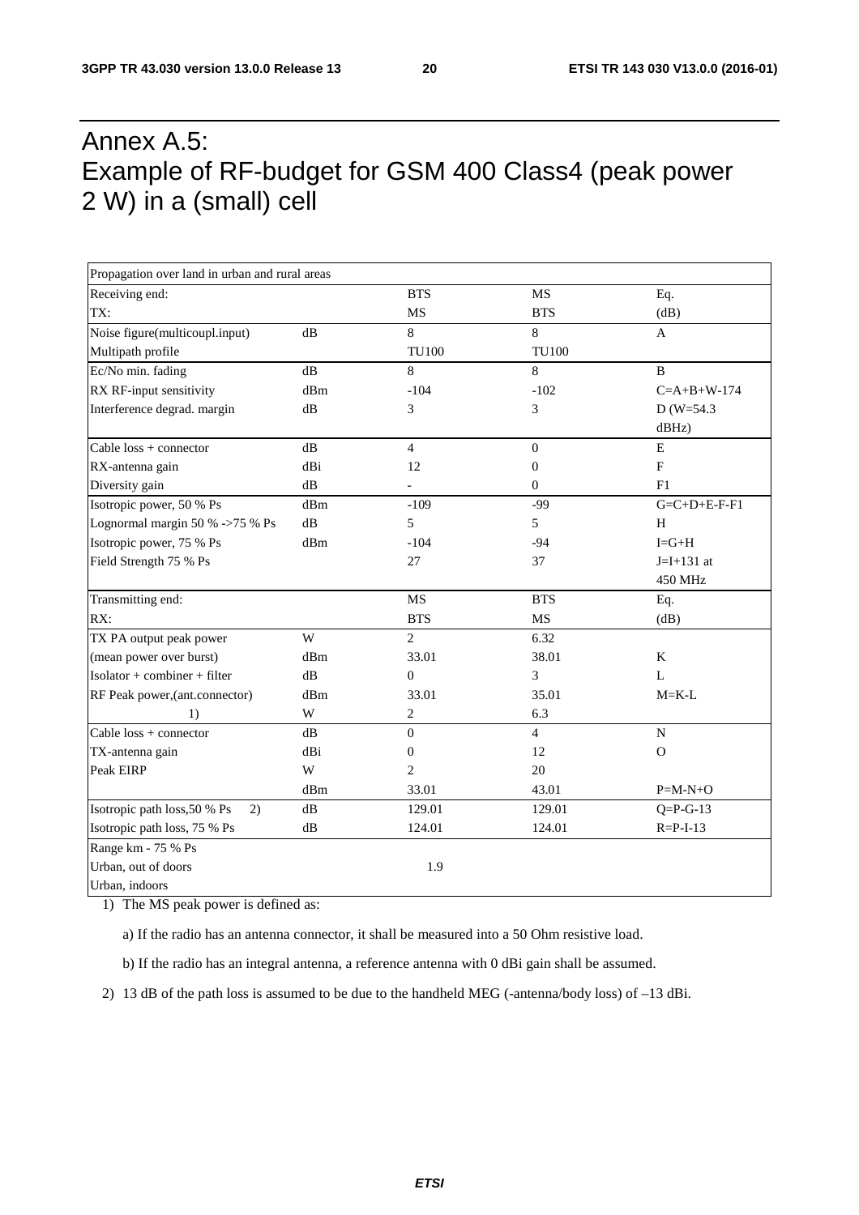# Annex A.5: Example of RF-budget for GSM 400 Class4 (peak power 2 W) in a (small) cell

| Propagation over land in urban and rural areas | | | | |
|---|---|---|---|---|
| Receiving end: | | BTS | MS | Eq. |
| TX: | | MS | BTS | (dB) |
| Noise figure(multicoupl.input) | dB | 8 | 8 | A |
| Multipath profile | | TU100 | TU100 | |
| Ec/No min. fading | dB | 8 | 8 | B |
| RX RF-input sensitivity | dBm | -104 | -102 | C=A+B+W-174 |
| Interference degrad. margin | dB | 3 | 3 | D (W=54.3 dBHz) |
| Cable loss + connector | dB | 4 | 0 | E |
| RX-antenna gain | dBi | 12 | 0 | F |
| Diversity gain | dB | - | 0 | F1 |
| Isotropic power, 50 % Ps | dBm | -109 | -99 | G=C+D+E-F-F1 |
| Lognormal margin 50 % ->75 % Ps | dB | 5 | 5 | H |
| Isotropic power, 75 % Ps | dBm | -104 | -94 | I=G+H |
| Field Strength 75 % Ps | | 27 | 37 | J=I+131 at 450 MHz |
| Transmitting end: | | MS | BTS | Eq. |
| RX: | | BTS | MS | (dB) |
| TX PA output peak power | W | 2 | 6.32 | |
| (mean power over burst) | dBm | 33.01 | 38.01 | K |
| Isolator + combiner + filter | dB | 0 | 3 | L |
| RF Peak power,(ant.connector) | dBm | 33.01 | 35.01 | M=K-L |
| 1) | W | 2 | 6.3 | |
| Cable loss + connector | dB | 0 | 4 | N |
| TX-antenna gain | dBi | 0 | 12 | O |
| Peak EIRP | W | 2 | 20 | |
| | dBm | 33.01 | 43.01 | P=M-N+O |
| Isotropic path loss,50 % Ps 2) | dB | 129.01 | 129.01 | Q=P-G-13 |
| Isotropic path loss, 75 % Ps | dB | 124.01 | 124.01 | R=P-I-13 |
| Range km - 75 % Ps | | | | |
| Urban, out of doors | | 1.9 | | |
| Urban, indoors | | | | |

1) The MS peak power is defined as:

   a) If the radio has an antenna connector, it shall be measured into a 50 Ohm resistive load.

   b) If the radio has an integral antenna, a reference antenna with 0 dBi gain shall be assumed.

2) 13 dB of the path loss is assumed to be due to the handheld MEG (-antenna/body loss) of –13 dBi.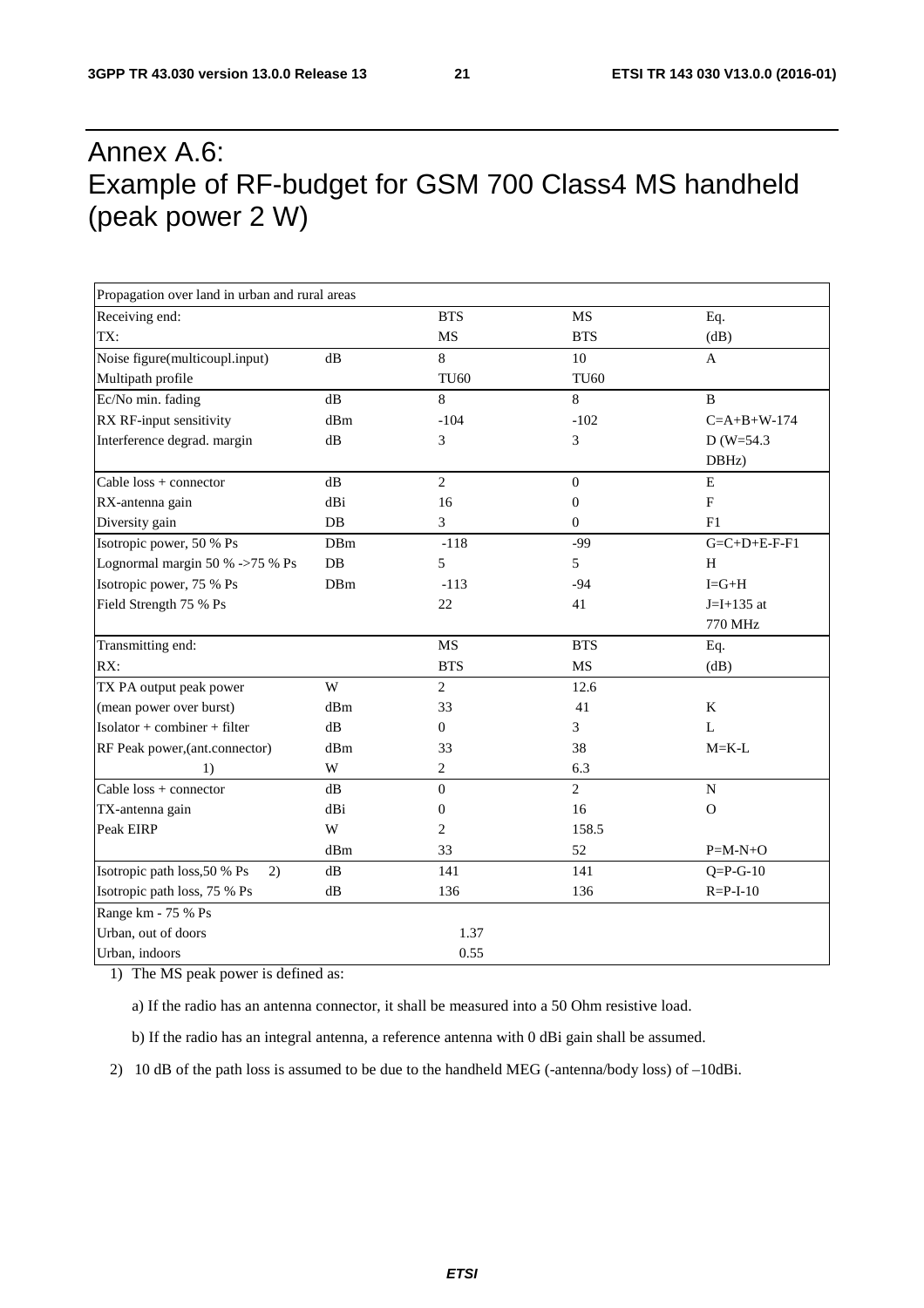# Annex A.6: Example of RF-budget for GSM 700 Class4 MS handheld (peak power 2 W)

| Propagation over land in urban and rural areas | | | | |
|---|---|---|---|---|
| Receiving end: | | BTS | MS | Eq. |
| TX: | | MS | BTS | (dB) |
| Noise figure(multicoupl.input) | dB | 8 | 10 | A |
| Multipath profile | | TU60 | TU60 | |
| Ec/No min. fading | dB | 8 | 8 | B |
| RX RF-input sensitivity | dBm | -104 | -102 | C=A+B+W-174 |
| Interference degrad. margin | dB | 3 | 3 | D (W=54.3 DBHz) |
| Cable loss + connector | dB | 2 | 0 | E |
| RX-antenna gain | dBi | 16 | 0 | F |
| Diversity gain | DB | 3 | 0 | F1 |
| Isotropic power, 50 % Ps | DBm | -118 | -99 | G=C+D+E-F-F1 |
| Lognormal margin 50 % ->75 % Ps | DB | 5 | 5 | H |
| Isotropic power, 75 % Ps | DBm | -113 | -94 | I=G+H |
| Field Strength 75 % Ps | | 22 | 41 | J=I+135 at 770 MHz |
| Transmitting end: | | MS | BTS | Eq. |
| RX: | | BTS | MS | (dB) |
| TX PA output peak power | W | 2 | 12.6 | |
| (mean power over burst) | dBm | 33 | 41 | K |
| Isolator + combiner + filter | dB | 0 | 3 | L |
| RF Peak power,(ant.connector) | dBm | 33 | 38 | M=K-L |
| 1) | W | 2 | 6.3 | |
| Cable loss + connector | dB | 0 | 2 | N |
| TX-antenna gain | dBi | 0 | 16 | O |
| Peak EIRP | W | 2 | 158.5 | |
| | dBm | 33 | 52 | P=M-N+O |
| Isotropic path loss,50 % Ps 2) | dB | 141 | 141 | Q=P-G-10 |
| Isotropic path loss, 75 % Ps | dB | 136 | 136 | R=P-I-10 |
| Range km - 75 % Ps | | | | |
| Urban, out of doors | | 1.37 | | |
| Urban, indoors | | 0.55 | | |

1) The MS peak power is defined as:

   a) If the radio has an antenna connector, it shall be measured into a 50 Ohm resistive load.

   b) If the radio has an integral antenna, a reference antenna with 0 dBi gain shall be assumed.

2) 10 dB of the path loss is assumed to be due to the handheld MEG (-antenna/body loss) of –10dBi.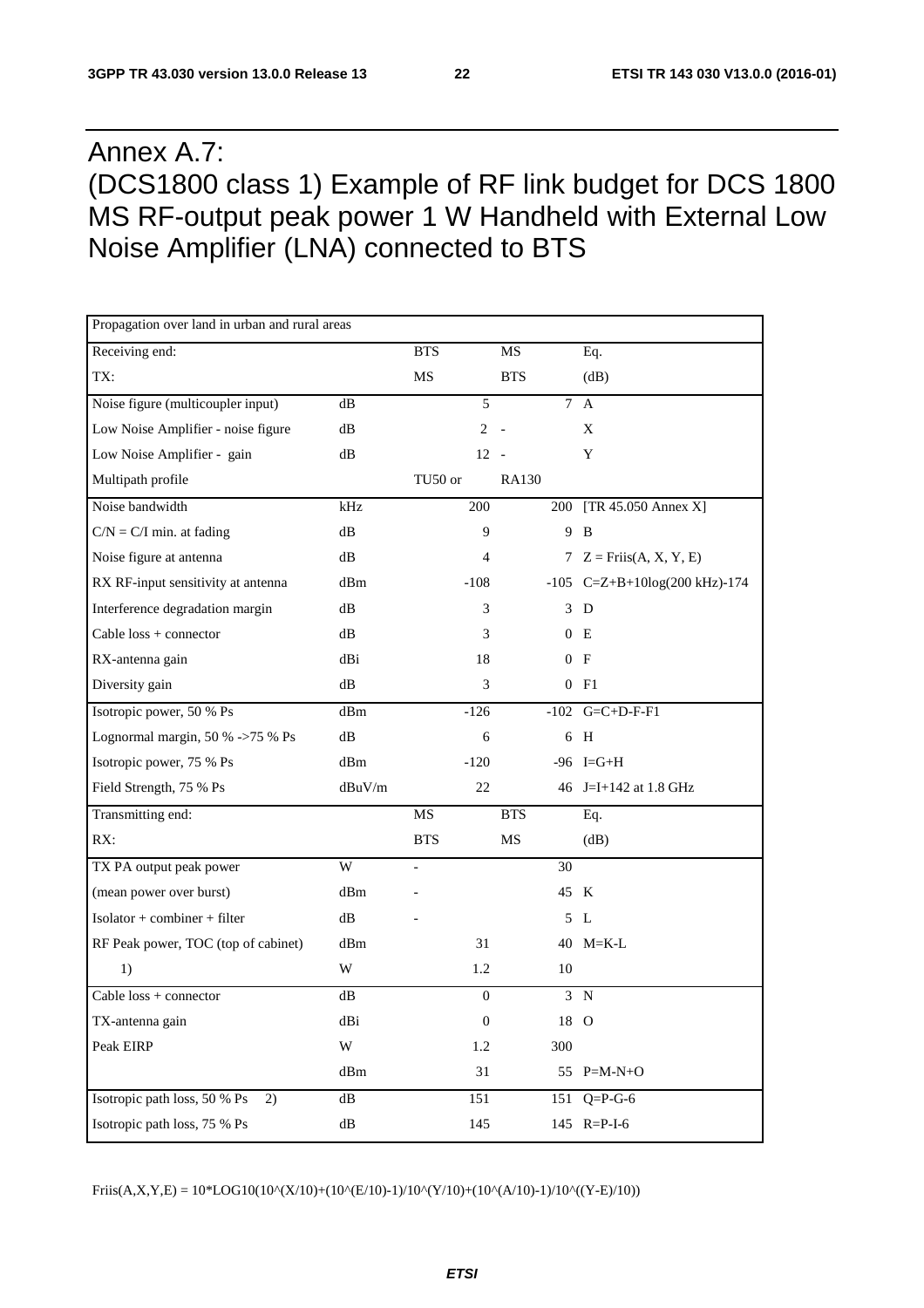# Annex A.7: (DCS1800 class 1) Example of RF link budget for DCS 1800 MS RF-output peak power 1 W Handheld with External Low Noise Amplifier (LNA) connected to BTS

| Propagation over land in urban and rural areas | | | | |
|---|---|---|---|---|
| Receiving end: | | BTS | MS | Eq. |
| TX: | | MS | BTS | (dB) |
| Noise figure (multicoupler input) | dB | 5 | 7 | A |
| Low Noise Amplifier - noise figure | dB | 2 | - | X |
| Low Noise Amplifier - gain | dB | 12 | - | Y |
| Multipath profile | | TU50 or | RA130 | |
| Noise bandwidth | kHz | 200 | 200 | [TR 45.050 Annex X] |
| C/N = C/I min. at fading | dB | 9 | 9 | B |
| Noise figure at antenna | dB | 4 | 7 | Z = Friis(A, X, Y, E) |
| RX RF-input sensitivity at antenna | dBm | -108 | -105 | C=Z+B+10log(200 kHz)-174 |
| Interference degradation margin | dB | 3 | 3 | D |
| Cable loss + connector | dB | 3 | 0 | E |
| RX-antenna gain | dBi | 18 | 0 | F |
| Diversity gain | dB | 3 | 0 | F1 |
| Isotropic power, 50 % Ps | dBm | -126 | -102 | G=C+D-F-F1 |
| Lognormal margin, 50 % ->75 % Ps | dB | 6 | 6 | H |
| Isotropic power, 75 % Ps | dBm | -120 | -96 | I=G+H |
| Field Strength, 75 % Ps | dBuV/m | 22 | 46 | J=I+142 at 1.8 GHz |
| Transmitting end: | | MS | BTS | Eq. |
| RX: | | BTS | MS | (dB) |
| TX PA output peak power | W | - | 30 | |
| (mean power over burst) | dBm | - | 45 | K |
| Isolator + combiner + filter | dB | - | 5 | L |
| RF Peak power, TOC (top of cabinet) | dBm | 31 | 40 | M=K-L |
| 1) | W | 1.2 | 10 | |
| Cable loss + connector | dB | 0 | 3 | N |
| TX-antenna gain | dBi | 0 | 18 | O |
| Peak EIRP | W | 1.2 | 300 | |
| | dBm | 31 | 55 | P=M-N+O |
| Isotropic path loss, 50 % Ps 2) | dB | 151 | 151 | Q=P-G-6 |
| Isotropic path loss, 75 % Ps | dB | 145 | 145 | R=P-I-6 |

Friis(A,X,Y,E) = 10*LOG10(10^(X/10)+(10^(E/10)-1)/10^(Y/10)+(10^(A/10)-1)/10^((Y-E)/10))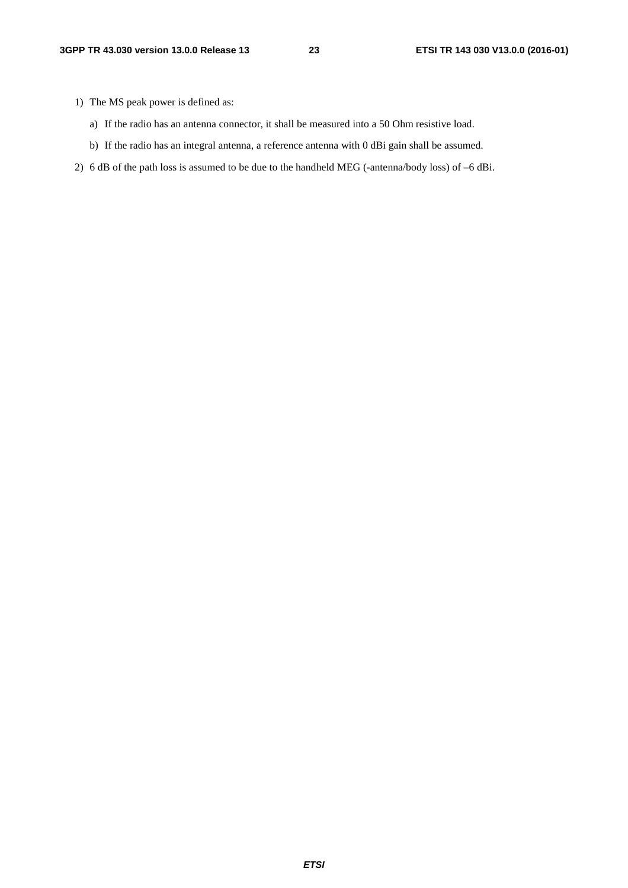1) The MS peak power is defined as:

   a) If the radio has an antenna connector, it shall be measured into a 50 Ohm resistive load.

   b) If the radio has an integral antenna, a reference antenna with 0 dBi gain shall be assumed.

2) 6 dB of the path loss is assumed to be due to the handheld MEG (-antenna/body loss) of –6 dBi.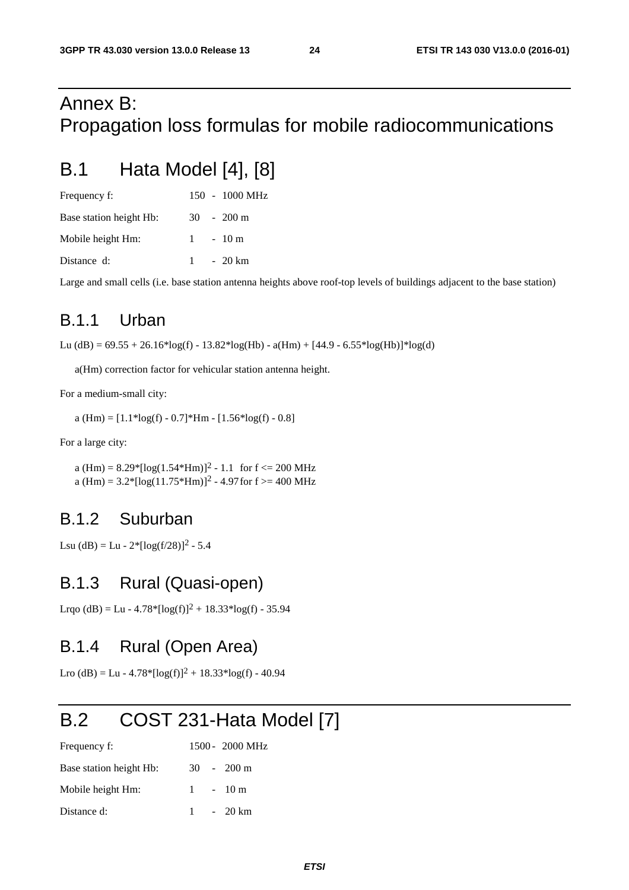# Annex B: Propagation loss formulas for mobile radiocommunications

## B.1 Hata Model [4], [8]

| | |
|---|---|
| Frequency f: | 150 - 1000 MHz |
| Base station height Hb: | 30 - 200 m |
| Mobile height Hm: | 1 - 10 m |
| Distance d: | 1 - 20 km |

Large and small cells (i.e. base station antenna heights above roof-top levels of buildings adjacent to the base station)

### B.1.1 Urban

$$Lu\ (dB) = 69.55 + 26.16 \cdot \log(f) - 13.82 \cdot \log(Hb) - a(Hm) + [44.9 - 6.55 \cdot \log(Hb)] \cdot \log(d)$$

a(Hm) correction factor for vehicular station antenna height.

For a medium-small city:

$$a(Hm) = [1.1 \cdot \log(f) - 0.7] \cdot Hm - [1.56 \cdot \log(f) - 0.8]$$

For a large city:

$$a(Hm) = 8.29 \cdot [\log(1.54 \cdot Hm)]^2 - 1.1 \quad \text{for } f \le 200 \text{ MHz}$$
$$a(Hm) = 3.2 \cdot [\log(11.75 \cdot Hm)]^2 - 4.97 \quad \text{for } f \ge 400 \text{ MHz}$$

### B.1.2 Suburban

$$Lsu\ (dB) = Lu - 2 \cdot [\log(f/28)]^2 - 5.4$$

### B.1.3 Rural (Quasi-open)

$$Lrqo\ (dB) = Lu - 4.78 \cdot [\log(f)]^2 + 18.33 \cdot \log(f) - 35.94$$

### B.1.4 Rural (Open Area)

$$Lro\ (dB) = Lu - 4.78 \cdot [\log(f)]^2 + 18.33 \cdot \log(f) - 40.94$$

## B.2 COST 231-Hata Model [7]

| | |
|---|---|
| Frequency f: | 1500 - 2000 MHz |
| Base station height Hb: | 30 - 200 m |
| Mobile height Hm: | 1 - 10 m |
| Distance d: | 1 - 20 km |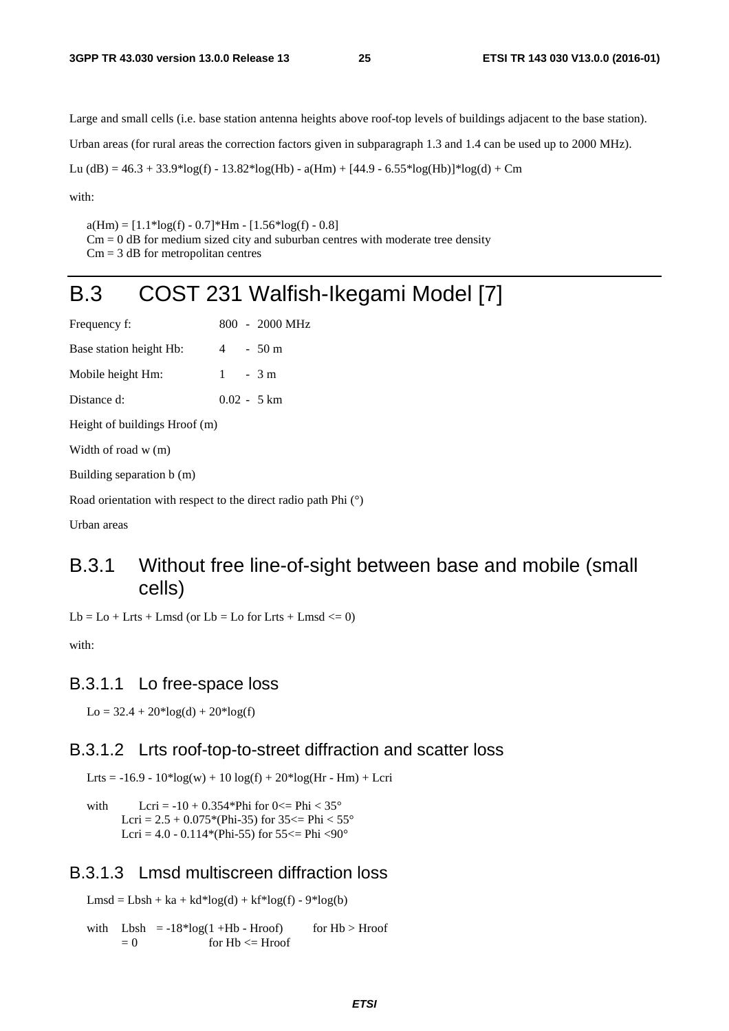Large and small cells (i.e. base station antenna heights above roof-top levels of buildings adjacent to the base station).

Urban areas (for rural areas the correction factors given in subparagraph 1.3 and 1.4 can be used up to 2000 MHz).

$$Lu (dB) = 46.3 + 33.9\log(f) - 13.82\log(Hb) - a(Hm) + [44.9 - 6.55\log(Hb)]\log(d) + Cm$$

with:

$$a(Hm) = [1.1\log(f) - 0.7] Hm - [1.56\log(f) - 0.8]$$

$Cm = 0$ dB for medium sized city and suburban centres with moderate tree density
$Cm = 3$ dB for metropolitan centres

# B.3 COST 231 Walfish-Ikegami Model [7]

Frequency f: 800 - 2000 MHz

Base station height Hb: 4 - 50 m

Mobile height Hm: 1 - 3 m

Distance d: 0.02 - 5 km

Height of buildings Hroof (m)

Width of road w (m)

Building separation b (m)

Road orientation with respect to the direct radio path Phi (°)

Urban areas

## B.3.1 Without free line-of-sight between base and mobile (small cells)

$Lb = Lo + Lrts + Lmsd$ (or $Lb = Lo$ for $Lrts + Lmsd \leq 0$)

with:

### B.3.1.1 Lo free-space loss

$$Lo = 32.4 + 20\log(d) + 20\log(f)$$

### B.3.1.2 Lrts roof-top-to-street diffraction and scatter loss

$$Lrts = -16.9 - 10\log(w) + 10 \log(f) + 20\log(Hr - Hm) + Lcri$$

with $Lcri = -10 + 0.354 Phi$ for $0 \leq Phi < 35°$
$Lcri = 2.5 + 0.075(Phi-35)$ for $35 \leq Phi < 55°$
$Lcri = 4.0 - 0.114(Phi-55)$ for $55 \leq Phi < 90°$

### B.3.1.3 Lmsd multiscreen diffraction loss

$$Lmsd = Lbsh + ka + kd\log(d) + kf\log(f) - 9\log(b)$$

with $Lbsh = -18\log(1 + Hb - Hroof)$ for $Hb > Hroof$
$= 0$ for $Hb \leq Hroof$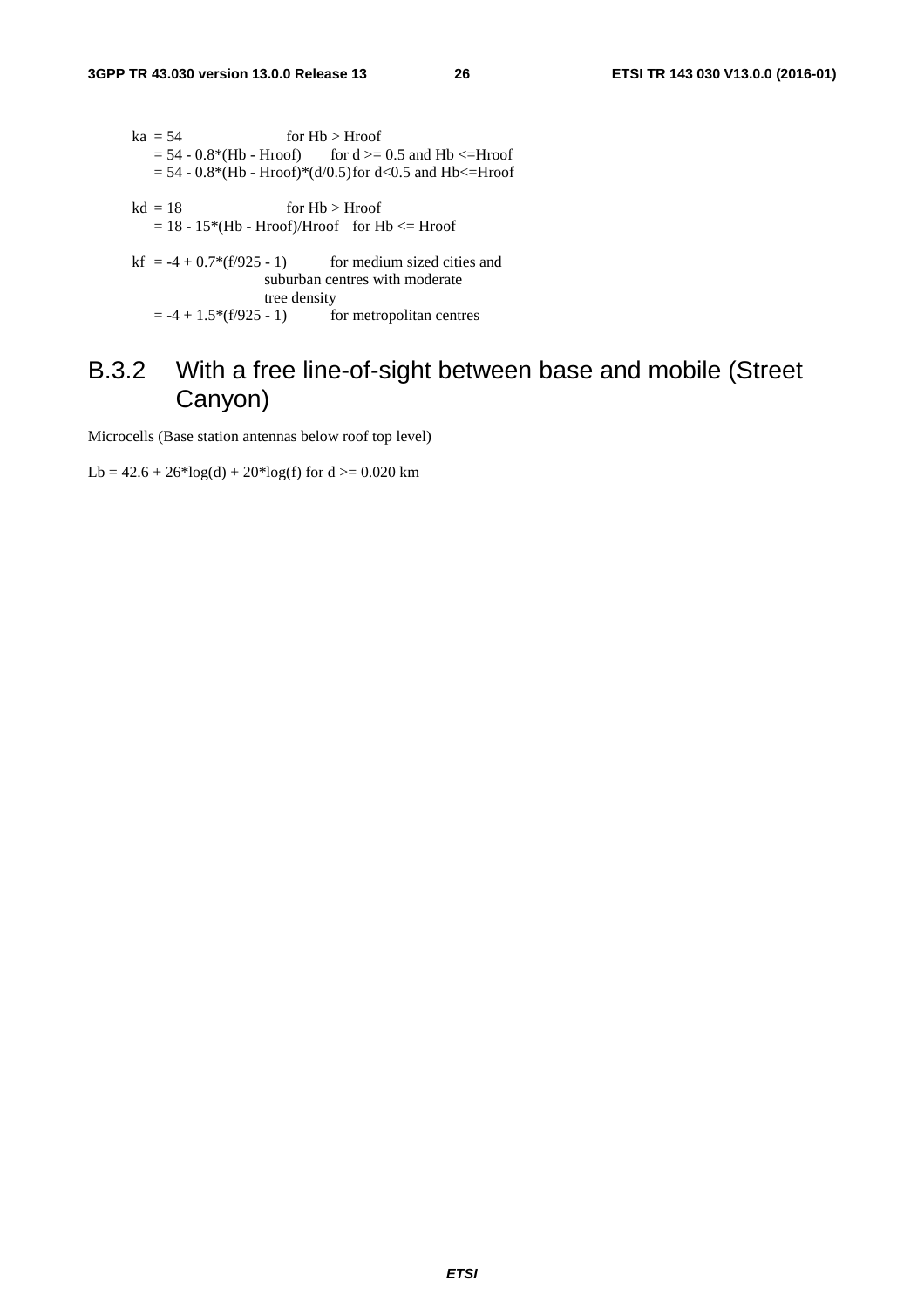$ka = 54$ for $Hb > Hroof$
$= 54 - 0.8*(Hb - Hroof)$ for $d >= 0.5$ and $Hb <= Hroof$
$= 54 - 0.8*(Hb - Hroof)*(d/0.5)$ for $d < 0.5$ and $Hb <= Hroof$

$kd = 18$ for $Hb > Hroof$
$= 18 - 15*(Hb - Hroof)/Hroof$ for $Hb <= Hroof$

$kf = -4 + 0.7*(f/925 - 1)$ for medium sized cities and suburban centres with moderate tree density
$= -4 + 1.5*(f/925 - 1)$ for metropolitan centres

## B.3.2 With a free line-of-sight between base and mobile (Street Canyon)

Microcells (Base station antennas below roof top level)

$Lb = 42.6 + 26*\log(d) + 20*\log(f)$ for $d >= 0.020$ km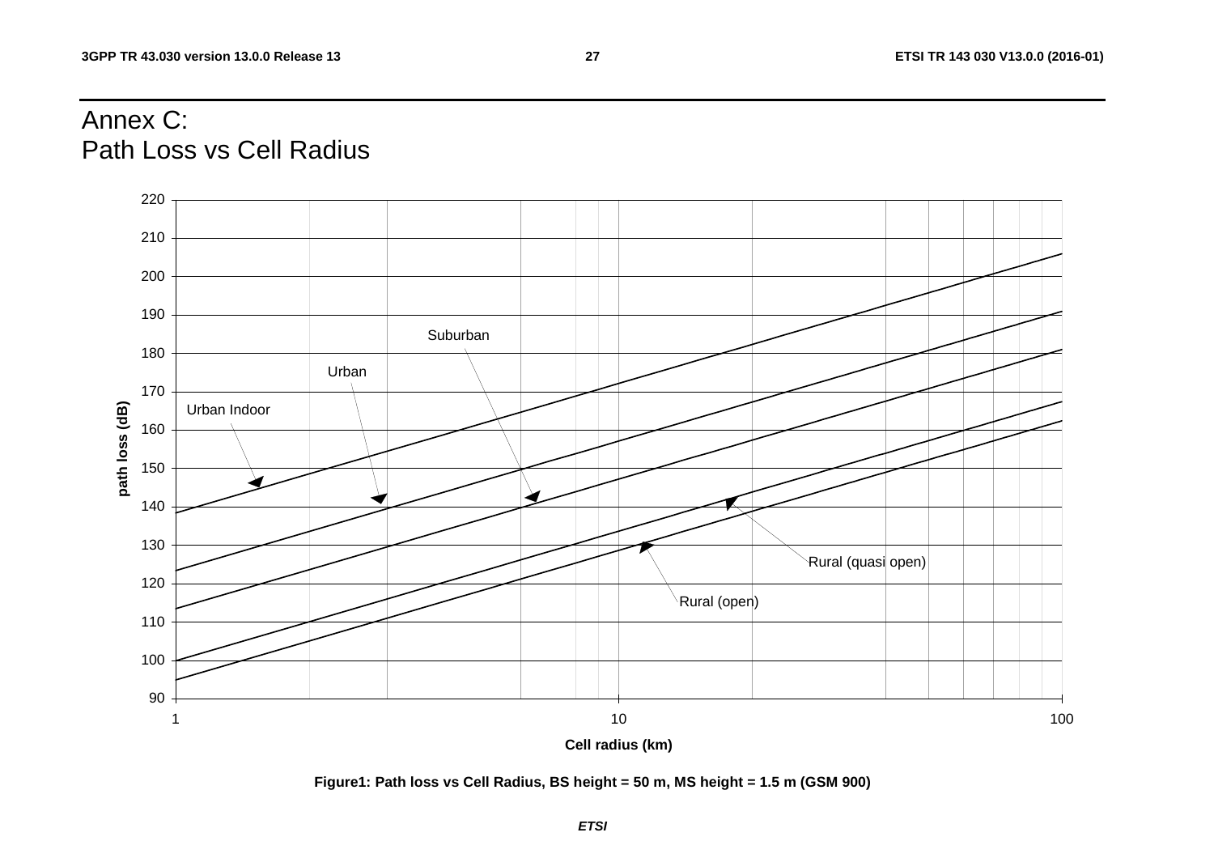# Annex C:
Path Loss vs Cell Radius

**Figure1: Path loss vs Cell Radius, BS height = 50 m, MS height = 1.5 m (GSM 900)**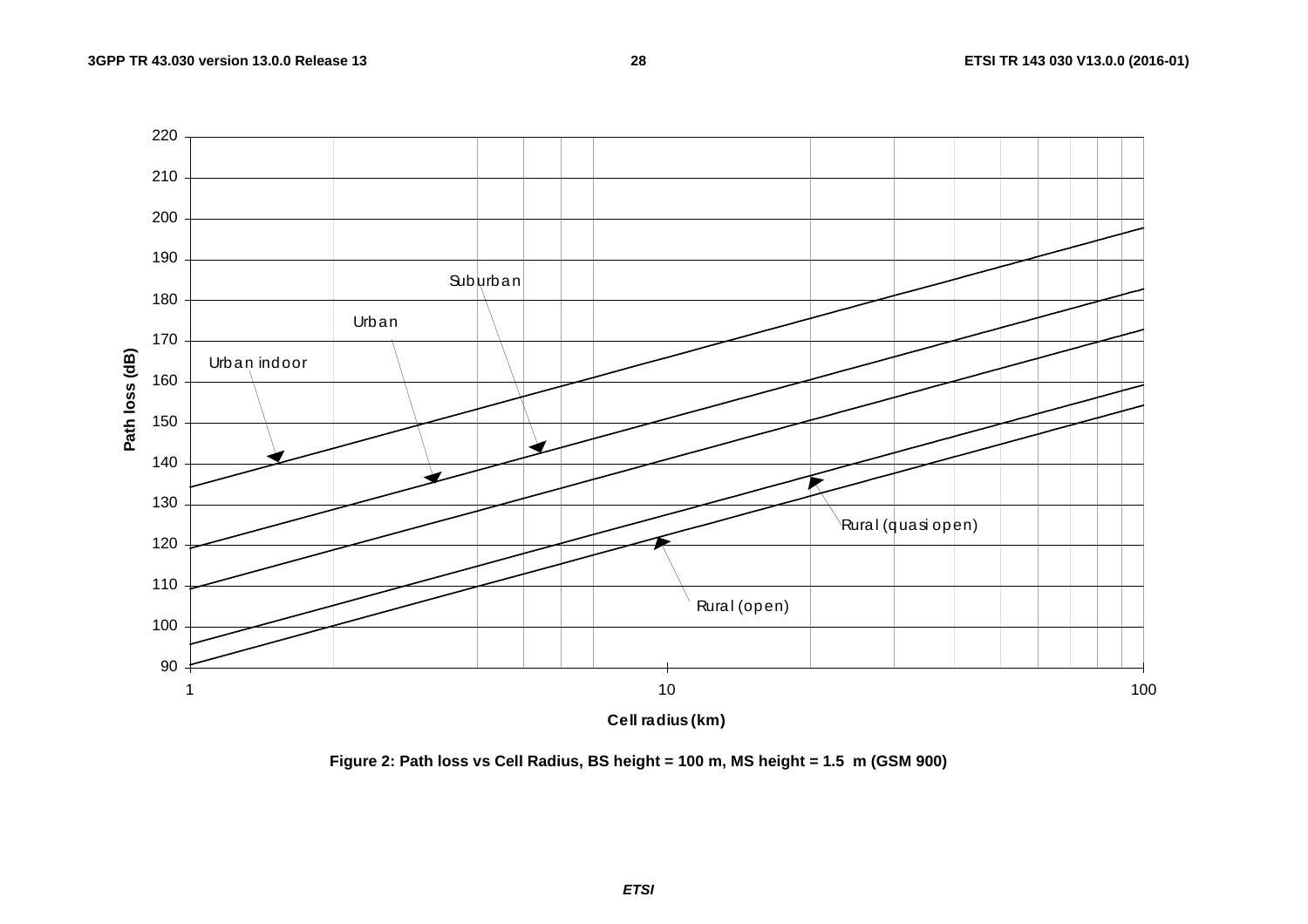Figure 2: Path loss vs Cell Radius, BS height = 100 m, MS height = 1.5 m (GSM 900)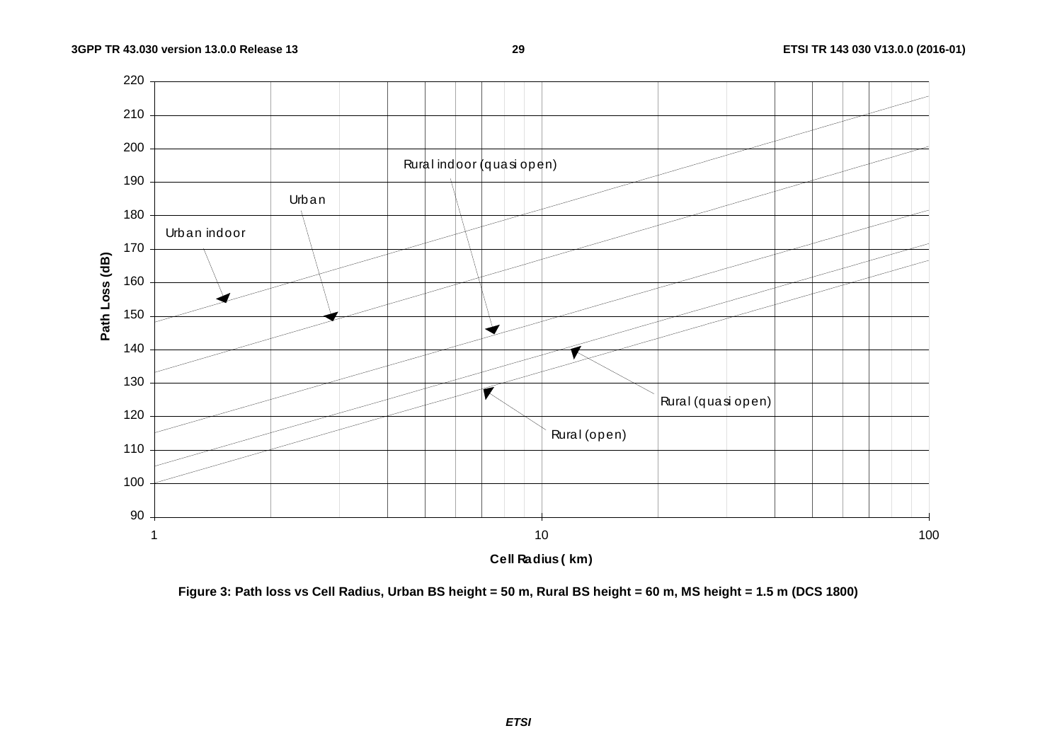Figure 3: Path loss vs Cell Radius, Urban BS height = 50 m, Rural BS height = 60 m, MS height = 1.5 m (DCS 1800)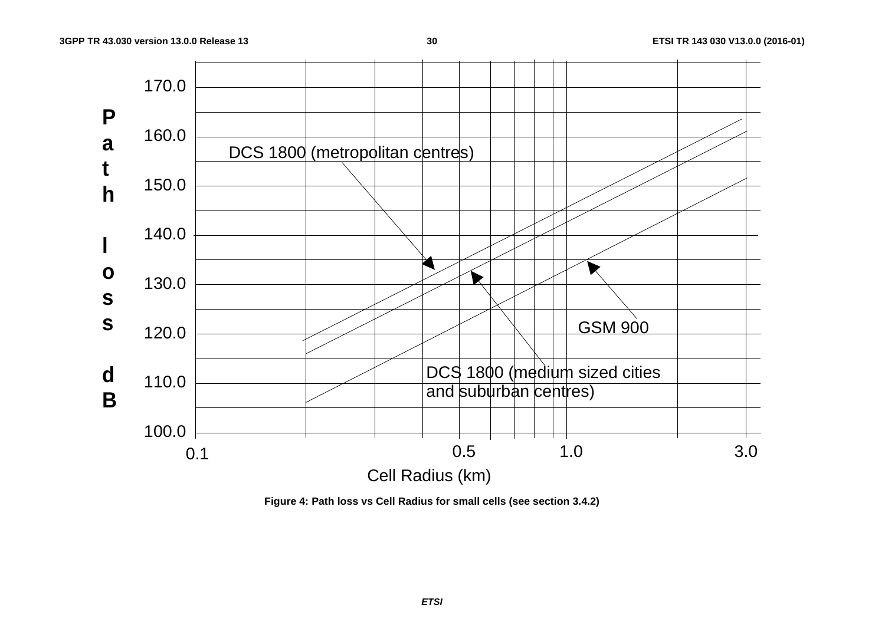Path loss dB

170.0

160.0

150.0

140.0

130.0

120.0

110.0

100.0

DCS 1800 (metropolitan centres)

GSM 900

DCS 1800 (medium sized cities and suburban centres)

0.1 0.5 1.0 3.0

Cell Radius (km)

**Figure 4: Path loss vs Cell Radius for small cells (see section 3.4.2)**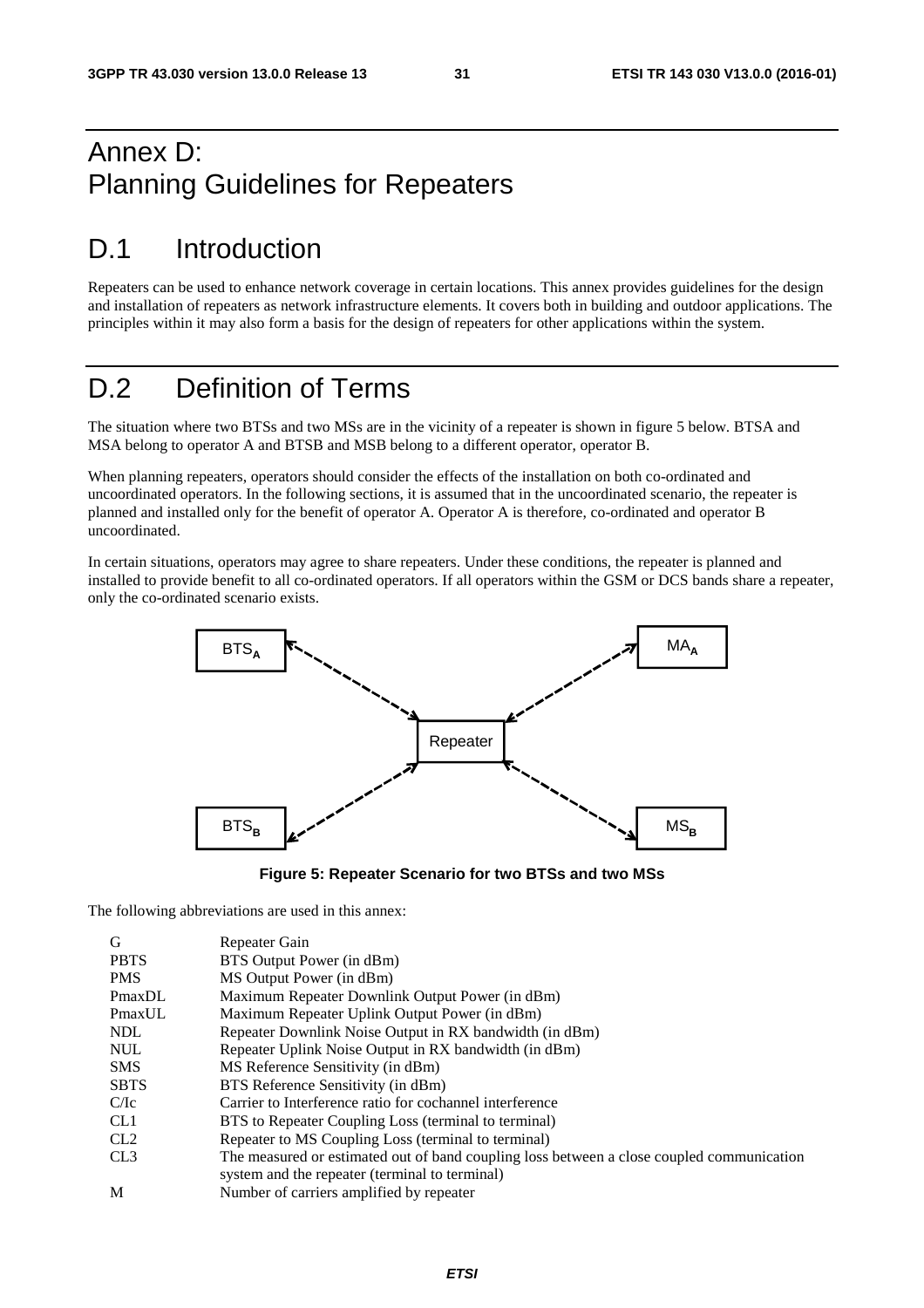# Annex D: Planning Guidelines for Repeaters

# D.1 Introduction

Repeaters can be used to enhance network coverage in certain locations. This annex provides guidelines for the design and installation of repeaters as network infrastructure elements. It covers both in building and outdoor applications. The principles within it may also form a basis for the design of repeaters for other applications within the system.

# D.2 Definition of Terms

The situation where two BTSs and two MSs are in the vicinity of a repeater is shown in figure 5 below. BTSA and MSA belong to operator A and BTSB and MSB belong to a different operator, operator B.

When planning repeaters, operators should consider the effects of the installation on both co-ordinated and uncoordinated operators. In the following sections, it is assumed that in the uncoordinated scenario, the repeater is planned and installed only for the benefit of operator A. Operator A is therefore, co-ordinated and operator B uncoordinated.

In certain situations, operators may agree to share repeaters. Under these conditions, the repeater is planned and installed to provide benefit to all co-ordinated operators. If all operators within the GSM or DCS bands share a repeater, only the co-ordinated scenario exists.

**Figure 5: Repeater Scenario for two BTSs and two MSs**

The following abbreviations are used in this annex:

| | |
|---|---|
| G | Repeater Gain |
| PBTS | BTS Output Power (in dBm) |
| PMS | MS Output Power (in dBm) |
| PmaxDL | Maximum Repeater Downlink Output Power (in dBm) |
| PmaxUL | Maximum Repeater Uplink Output Power (in dBm) |
| NDL | Repeater Downlink Noise Output in RX bandwidth (in dBm) |
| NUL | Repeater Uplink Noise Output in RX bandwidth (in dBm) |
| SMS | MS Reference Sensitivity (in dBm) |
| SBTS | BTS Reference Sensitivity (in dBm) |
| C/Ic | Carrier to Interference ratio for cochannel interference |
| CL1 | BTS to Repeater Coupling Loss (terminal to terminal) |
| CL2 | Repeater to MS Coupling Loss (terminal to terminal) |
| CL3 | The measured or estimated out of band coupling loss between a close coupled communication system and the repeater (terminal to terminal) |
| M | Number of carriers amplified by repeater |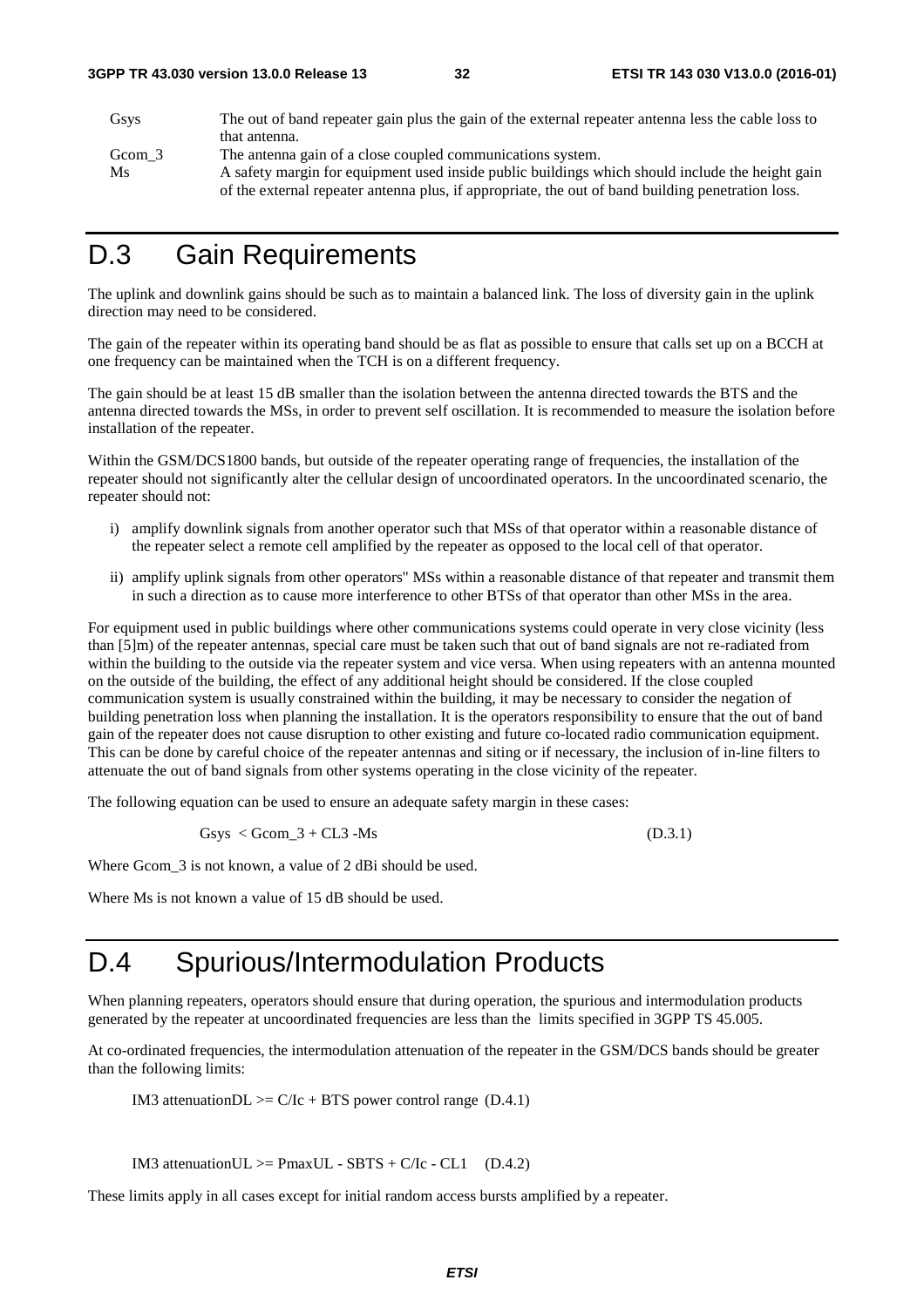Gsys The out of band repeater gain plus the gain of the external repeater antenna less the cable loss to that antenna.

Gcom_3 The antenna gain of a close coupled communications system.

Ms A safety margin for equipment used inside public buildings which should include the height gain of the external repeater antenna plus, if appropriate, the out of band building penetration loss.

# D.3 Gain Requirements

The uplink and downlink gains should be such as to maintain a balanced link. The loss of diversity gain in the uplink direction may need to be considered.

The gain of the repeater within its operating band should be as flat as possible to ensure that calls set up on a BCCH at one frequency can be maintained when the TCH is on a different frequency.

The gain should be at least 15 dB smaller than the isolation between the antenna directed towards the BTS and the antenna directed towards the MSs, in order to prevent self oscillation. It is recommended to measure the isolation before installation of the repeater.

Within the GSM/DCS1800 bands, but outside of the repeater operating range of frequencies, the installation of the repeater should not significantly alter the cellular design of uncoordinated operators. In the uncoordinated scenario, the repeater should not:

i) amplify downlink signals from another operator such that MSs of that operator within a reasonable distance of the repeater select a remote cell amplified by the repeater as opposed to the local cell of that operator.

ii) amplify uplink signals from other operators" MSs within a reasonable distance of that repeater and transmit them in such a direction as to cause more interference to other BTSs of that operator than other MSs in the area.

For equipment used in public buildings where other communications systems could operate in very close vicinity (less than [5]m) of the repeater antennas, special care must be taken such that out of band signals are not re-radiated from within the building to the outside via the repeater system and vice versa. When using repeaters with an antenna mounted on the outside of the building, the effect of any additional height should be considered. If the close coupled communication system is usually constrained within the building, it may be necessary to consider the negation of building penetration loss when planning the installation. It is the operators responsibility to ensure that the out of band gain of the repeater does not cause disruption to other existing and future co-located radio communication equipment. This can be done by careful choice of the repeater antennas and siting or if necessary, the inclusion of in-line filters to attenuate the out of band signals from other systems operating in the close vicinity of the repeater.

The following equation can be used to ensure an adequate safety margin in these cases:

$$Gsys < Gcom\_3 + CL3 - Ms \qquad \text{(D.3.1)}$$

Where Gcom_3 is not known, a value of 2 dBi should be used.

Where Ms is not known a value of 15 dB should be used.

# D.4 Spurious/Intermodulation Products

When planning repeaters, operators should ensure that during operation, the spurious and intermodulation products generated by the repeater at uncoordinated frequencies are less than the limits specified in 3GPP TS 45.005.

At co-ordinated frequencies, the intermodulation attenuation of the repeater in the GSM/DCS bands should be greater than the following limits:

$$\text{IM3 attenuationDL} \geq C/Ic + \text{BTS power control range} \qquad \text{(D.4.1)}$$

$$\text{IM3 attenuationUL} \geq PmaxUL - SBTS + C/Ic - CL1 \qquad \text{(D.4.2)}$$

These limits apply in all cases except for initial random access bursts amplified by a repeater.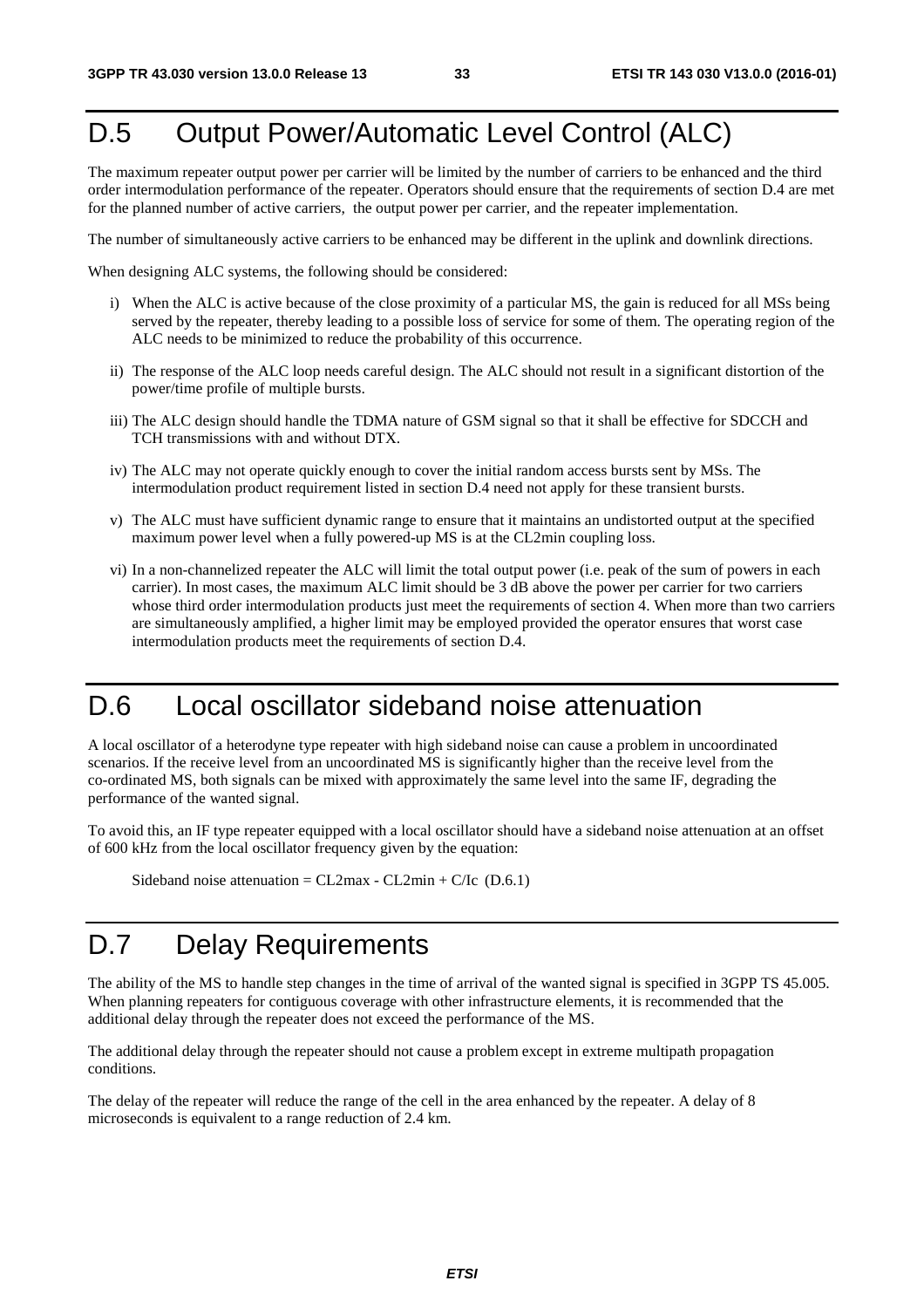# D.5 Output Power/Automatic Level Control (ALC)

The maximum repeater output power per carrier will be limited by the number of carriers to be enhanced and the third order intermodulation performance of the repeater. Operators should ensure that the requirements of section D.4 are met for the planned number of active carriers, the output power per carrier, and the repeater implementation.

The number of simultaneously active carriers to be enhanced may be different in the uplink and downlink directions.

When designing ALC systems, the following should be considered:

i) When the ALC is active because of the close proximity of a particular MS, the gain is reduced for all MSs being served by the repeater, thereby leading to a possible loss of service for some of them. The operating region of the ALC needs to be minimized to reduce the probability of this occurrence.

ii) The response of the ALC loop needs careful design. The ALC should not result in a significant distortion of the power/time profile of multiple bursts.

iii) The ALC design should handle the TDMA nature of GSM signal so that it shall be effective for SDCCH and TCH transmissions with and without DTX.

iv) The ALC may not operate quickly enough to cover the initial random access bursts sent by MSs. The intermodulation product requirement listed in section D.4 need not apply for these transient bursts.

v) The ALC must have sufficient dynamic range to ensure that it maintains an undistorted output at the specified maximum power level when a fully powered-up MS is at the CL2min coupling loss.

vi) In a non-channelized repeater the ALC will limit the total output power (i.e. peak of the sum of powers in each carrier). In most cases, the maximum ALC limit should be 3 dB above the power per carrier for two carriers whose third order intermodulation products just meet the requirements of section 4. When more than two carriers are simultaneously amplified, a higher limit may be employed provided the operator ensures that worst case intermodulation products meet the requirements of section D.4.

# D.6 Local oscillator sideband noise attenuation

A local oscillator of a heterodyne type repeater with high sideband noise can cause a problem in uncoordinated scenarios. If the receive level from an uncoordinated MS is significantly higher than the receive level from the co-ordinated MS, both signals can be mixed with approximately the same level into the same IF, degrading the performance of the wanted signal.

To avoid this, an IF type repeater equipped with a local oscillator should have a sideband noise attenuation at an offset of 600 kHz from the local oscillator frequency given by the equation:

Sideband noise attenuation = CL2max - CL2min + C/Ic (D.6.1)

# D.7 Delay Requirements

The ability of the MS to handle step changes in the time of arrival of the wanted signal is specified in 3GPP TS 45.005. When planning repeaters for contiguous coverage with other infrastructure elements, it is recommended that the additional delay through the repeater does not exceed the performance of the MS.

The additional delay through the repeater should not cause a problem except in extreme multipath propagation conditions.

The delay of the repeater will reduce the range of the cell in the area enhanced by the repeater. A delay of 8 microseconds is equivalent to a range reduction of 2.4 km.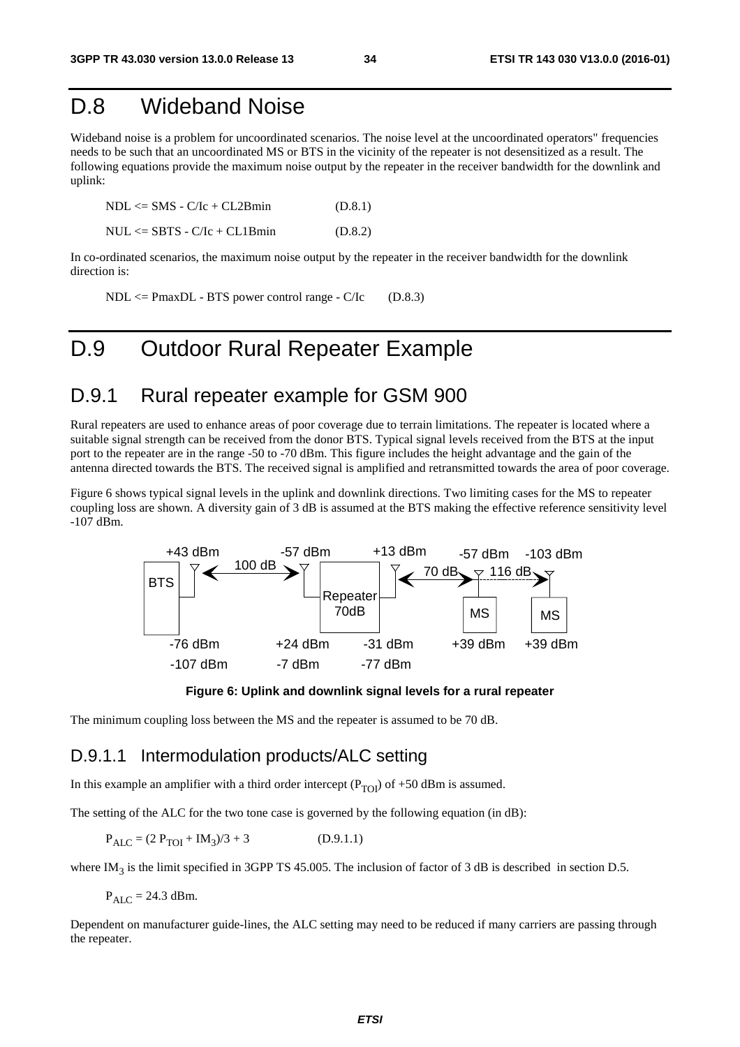# D.8 Wideband Noise

Wideband noise is a problem for uncoordinated scenarios. The noise level at the uncoordinated operators" frequencies needs to be such that an uncoordinated MS or BTS in the vicinity of the repeater is not desensitized as a result. The following equations provide the maximum noise output by the repeater in the receiver bandwidth for the downlink and uplink:

NDL <= SMS - C/Ic + CL2Bmin (D.8.1)

NUL <= SBTS - C/Ic + CL1Bmin (D.8.2)

In co-ordinated scenarios, the maximum noise output by the repeater in the receiver bandwidth for the downlink direction is:

NDL <= PmaxDL - BTS power control range - C/Ic (D.8.3)

# D.9 Outdoor Rural Repeater Example

## D.9.1 Rural repeater example for GSM 900

Rural repeaters are used to enhance areas of poor coverage due to terrain limitations. The repeater is located where a suitable signal strength can be received from the donor BTS. Typical signal levels received from the BTS at the input port to the repeater are in the range -50 to -70 dBm. This figure includes the height advantage and the gain of the antenna directed towards the BTS. The received signal is amplified and retransmitted towards the area of poor coverage.

Figure 6 shows typical signal levels in the uplink and downlink directions. Two limiting cases for the MS to repeater coupling loss are shown. A diversity gain of 3 dB is assumed at the BTS making the effective reference sensitivity level -107 dBm.

+43 dBm -57 dBm +13 dBm -57 dBm -103 dBm

BTS 100 dB Repeater 70dB 70 dB MS 116 dB MS

-76 dBm +24 dBm -31 dBm +39 dBm +39 dBm

-107 dBm -7 dBm -77 dBm

**Figure 6: Uplink and downlink signal levels for a rural repeater**

The minimum coupling loss between the MS and the repeater is assumed to be 70 dB.

### D.9.1.1 Intermodulation products/ALC setting

In this example an amplifier with a third order intercept ($P_{TOI}$) of +50 dBm is assumed.

The setting of the ALC for the two tone case is governed by the following equation (in dB):

$$P_{ALC} = (2\,P_{TOI} + IM_3)/3 + 3 \qquad \text{(D.9.1.1)}$$

where $IM_3$ is the limit specified in 3GPP TS 45.005. The inclusion of factor of 3 dB is described in section D.5.

$P_{ALC}$ = 24.3 dBm.

Dependent on manufacturer guide-lines, the ALC setting may need to be reduced if many carriers are passing through the repeater.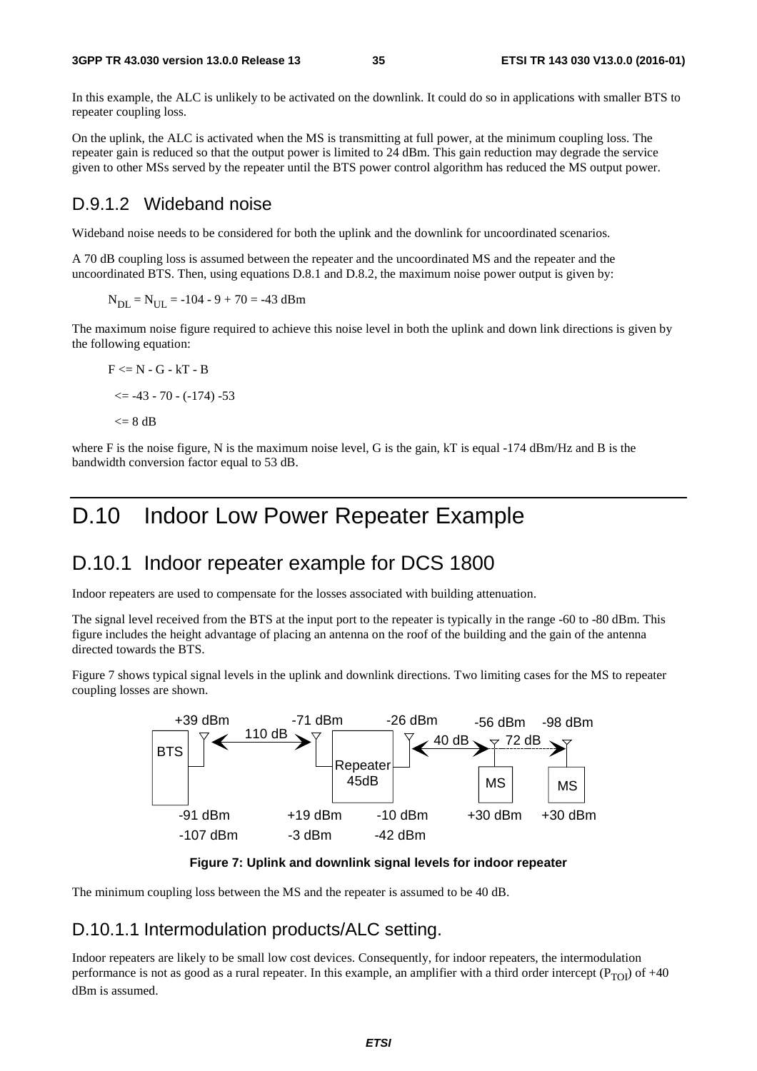In this example, the ALC is unlikely to be activated on the downlink. It could do so in applications with smaller BTS to repeater coupling loss.

On the uplink, the ALC is activated when the MS is transmitting at full power, at the minimum coupling loss. The repeater gain is reduced so that the output power is limited to 24 dBm. This gain reduction may degrade the service given to other MSs served by the repeater until the BTS power control algorithm has reduced the MS output power.

### D.9.1.2 Wideband noise

Wideband noise needs to be considered for both the uplink and the downlink for uncoordinated scenarios.

A 70 dB coupling loss is assumed between the repeater and the uncoordinated MS and the repeater and the uncoordinated BTS. Then, using equations D.8.1 and D.8.2, the maximum noise power output is given by:

$N_{DL} = N_{UL} = -104 - 9 + 70 = -43$ dBm

The maximum noise figure required to achieve this noise level in both the uplink and down link directions is given by the following equation:

$F <= N - G - kT - B$

$<= -43 - 70 - (-174) -53$

$<= 8$ dB

where F is the noise figure, N is the maximum noise level, G is the gain, kT is equal -174 dBm/Hz and B is the bandwidth conversion factor equal to 53 dB.

# D.10 Indoor Low Power Repeater Example

## D.10.1 Indoor repeater example for DCS 1800

Indoor repeaters are used to compensate for the losses associated with building attenuation.

The signal level received from the BTS at the input port to the repeater is typically in the range -60 to -80 dBm. This figure includes the height advantage of placing an antenna on the roof of the building and the gain of the antenna directed towards the BTS.

Figure 7 shows typical signal levels in the uplink and downlink directions. Two limiting cases for the MS to repeater coupling losses are shown.

BTS: +39 dBm, -91 dBm, -107 dBm — 110 dB — -71 dBm, +19 dBm, -3 dBm — Repeater 45dB — -26 dBm, -10 dBm, -42 dBm — 40 dB — MS: -56 dBm, +30 dBm — 72 dB — MS: -98 dBm, +30 dBm

**Figure 7: Uplink and downlink signal levels for indoor repeater**

The minimum coupling loss between the MS and the repeater is assumed to be 40 dB.

### D.10.1.1 Intermodulation products/ALC setting.

Indoor repeaters are likely to be small low cost devices. Consequently, for indoor repeaters, the intermodulation performance is not as good as a rural repeater. In this example, an amplifier with a third order intercept ($P_{TOI}$) of +40 dBm is assumed.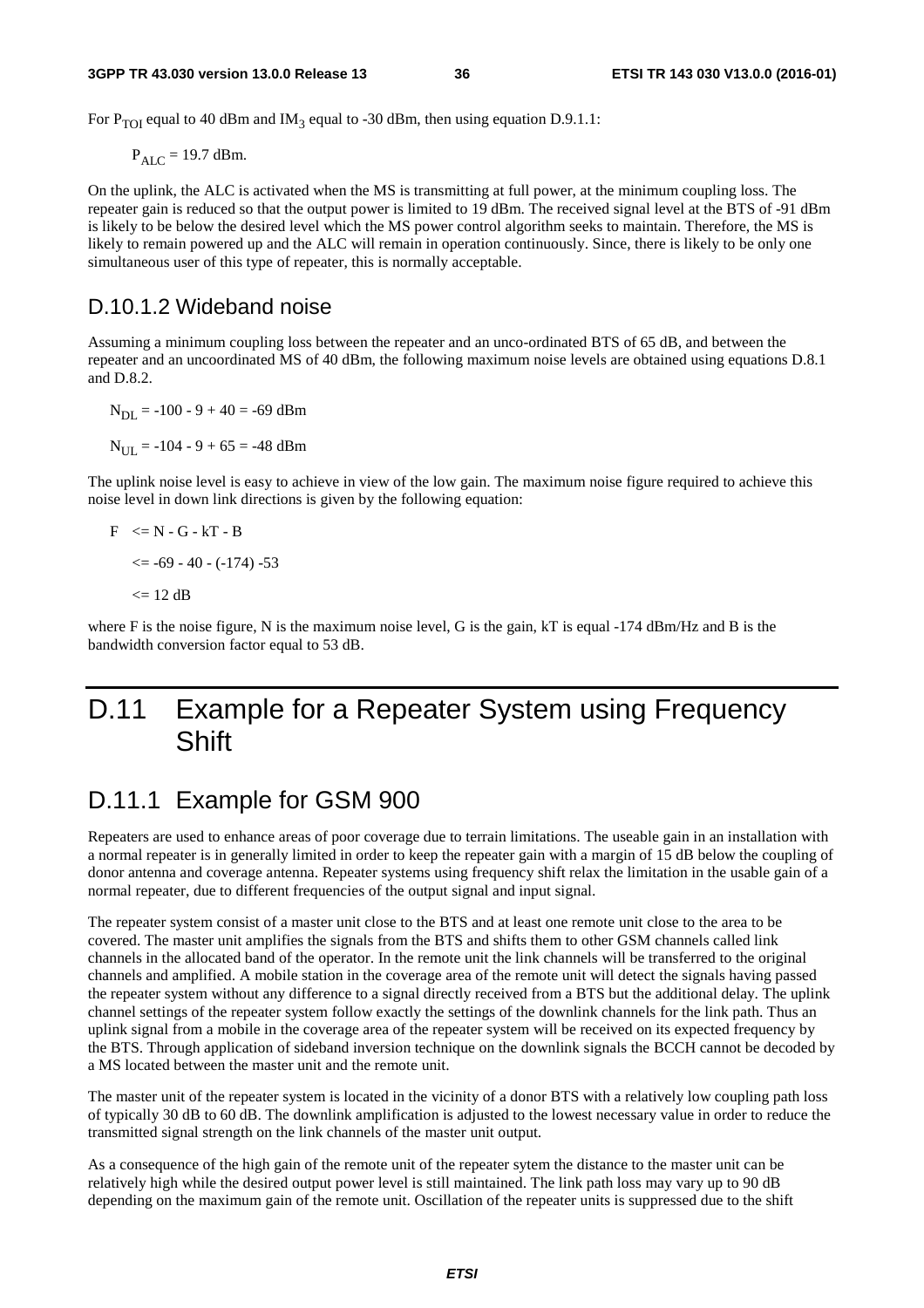For $P_{TOI}$ equal to 40 dBm and $IM_3$ equal to -30 dBm, then using equation D.9.1.1:

$P_{ALC}$ = 19.7 dBm.

On the uplink, the ALC is activated when the MS is transmitting at full power, at the minimum coupling loss. The repeater gain is reduced so that the output power is limited to 19 dBm. The received signal level at the BTS of -91 dBm is likely to be below the desired level which the MS power control algorithm seeks to maintain. Therefore, the MS is likely to remain powered up and the ALC will remain in operation continuously. Since, there is likely to be only one simultaneous user of this type of repeater, this is normally acceptable.

### D.10.1.2 Wideband noise

Assuming a minimum coupling loss between the repeater and an unco-ordinated BTS of 65 dB, and between the repeater and an uncoordinated MS of 40 dBm, the following maximum noise levels are obtained using equations D.8.1 and D.8.2.

$N_{DL}$ = -100 - 9 + 40 = -69 dBm

$N_{UL}$ = -104 - 9 + 65 = -48 dBm

The uplink noise level is easy to achieve in view of the low gain. The maximum noise figure required to achieve this noise level in down link directions is given by the following equation:

F <= N - G - kT - B

<= -69 - 40 - (-174) -53

<= 12 dB

where F is the noise figure, N is the maximum noise level, G is the gain, kT is equal -174 dBm/Hz and B is the bandwidth conversion factor equal to 53 dB.

# D.11 Example for a Repeater System using Frequency Shift

## D.11.1 Example for GSM 900

Repeaters are used to enhance areas of poor coverage due to terrain limitations. The useable gain in an installation with a normal repeater is in generally limited in order to keep the repeater gain with a margin of 15 dB below the coupling of donor antenna and coverage antenna. Repeater systems using frequency shift relax the limitation in the usable gain of a normal repeater, due to different frequencies of the output signal and input signal.

The repeater system consist of a master unit close to the BTS and at least one remote unit close to the area to be covered. The master unit amplifies the signals from the BTS and shifts them to other GSM channels called link channels in the allocated band of the operator. In the remote unit the link channels will be transferred to the original channels and amplified. A mobile station in the coverage area of the remote unit will detect the signals having passed the repeater system without any difference to a signal directly received from a BTS but the additional delay. The uplink channel settings of the repeater system follow exactly the settings of the downlink channels for the link path. Thus an uplink signal from a mobile in the coverage area of the repeater system will be received on its expected frequency by the BTS. Through application of sideband inversion technique on the downlink signals the BCCH cannot be decoded by a MS located between the master unit and the remote unit.

The master unit of the repeater system is located in the vicinity of a donor BTS with a relatively low coupling path loss of typically 30 dB to 60 dB. The downlink amplification is adjusted to the lowest necessary value in order to reduce the transmitted signal strength on the link channels of the master unit output.

As a consequence of the high gain of the remote unit of the repeater sytem the distance to the master unit can be relatively high while the desired output power level is still maintained. The link path loss may vary up to 90 dB depending on the maximum gain of the remote unit. Oscillation of the repeater units is suppressed due to the shift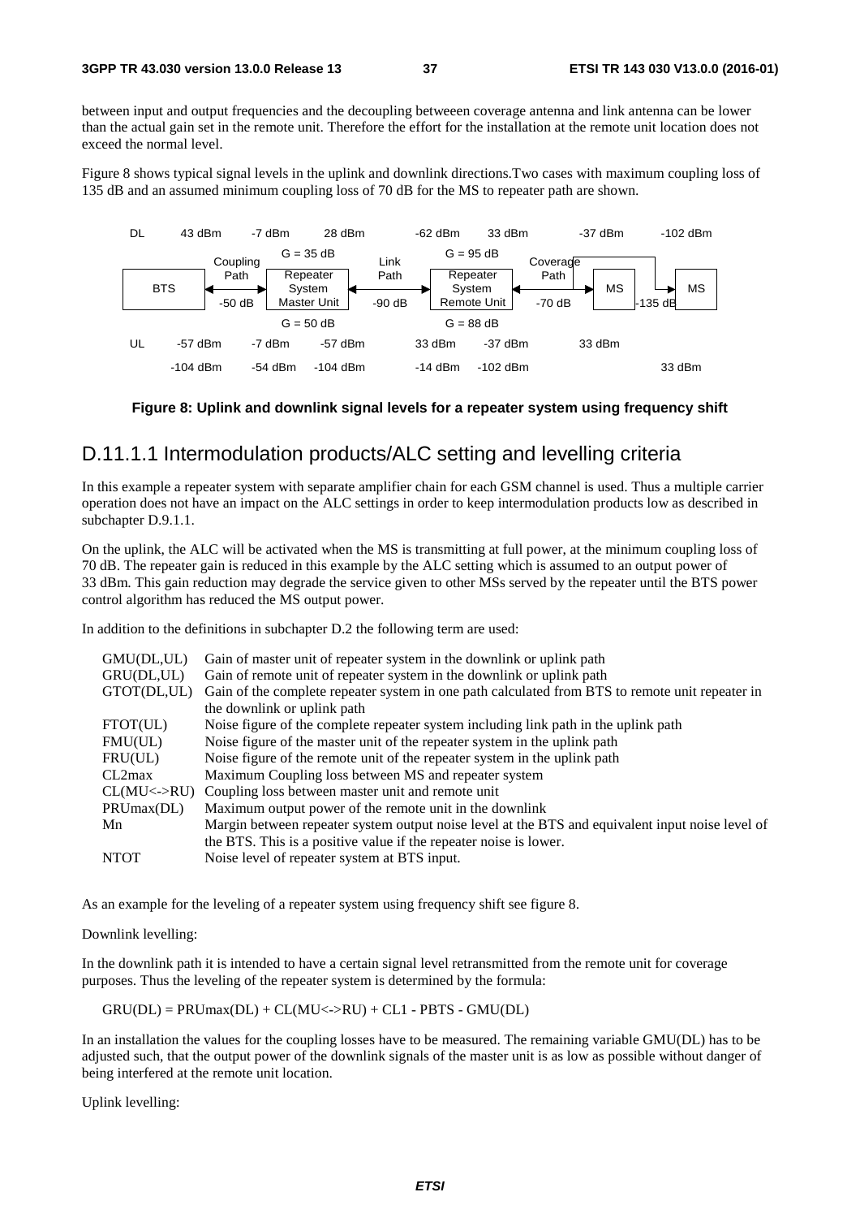between input and output frequencies and the decoupling betweeen coverage antenna and link antenna can be lower than the actual gain set in the remote unit. Therefore the effort for the installation at the remote unit location does not exceed the normal level.

Figure 8 shows typical signal levels in the uplink and downlink directions.Two cases with maximum coupling loss of 135 dB and an assumed minimum coupling loss of 70 dB for the MS to repeater path are shown.

| DL | 43 dBm | -7 dBm | 28 dBm | -62 dBm | 33 dBm | -37 dBm | -102 dBm |
|---|---|---|---|---|---|---|---|
| | BTS | Coupling Path -50 dB | Repeater System Master Unit (DL: G = 35 dB; UL: G = 50 dB) | Link Path -90 dB | Repeater System Remote Unit (DL: G = 95 dB; UL: G = 88 dB) | Coverage Path -70 dB | MS / -135 dB / MS |
| UL | -57 dBm | -7 dBm | -57 dBm | 33 dBm | -37 dBm | 33 dBm | |
| | -104 dBm | -54 dBm | -104 dBm | -14 dBm | -102 dBm | | 33 dBm |

**Figure 8: Uplink and downlink signal levels for a repeater system using frequency shift**

## D.11.1.1 Intermodulation products/ALC setting and levelling criteria

In this example a repeater system with separate amplifier chain for each GSM channel is used. Thus a multiple carrier operation does not have an impact on the ALC settings in order to keep intermodulation products low as described in subchapter D.9.1.1.

On the uplink, the ALC will be activated when the MS is transmitting at full power, at the minimum coupling loss of 70 dB. The repeater gain is reduced in this example by the ALC setting which is assumed to an output power of 33 dBm. This gain reduction may degrade the service given to other MSs served by the repeater until the BTS power control algorithm has reduced the MS output power.

In addition to the definitions in subchapter D.2 the following term are used:

| | |
|---|---|
| GMU(DL,UL) | Gain of master unit of repeater system in the downlink or uplink path |
| GRU(DL,UL) | Gain of remote unit of repeater system in the downlink or uplink path |
| GTOT(DL,UL) | Gain of the complete repeater system in one path calculated from BTS to remote unit repeater in the downlink or uplink path |
| FTOT(UL) | Noise figure of the complete repeater system including link path in the uplink path |
| FMU(UL) | Noise figure of the master unit of the repeater system in the uplink path |
| FRU(UL) | Noise figure of the remote unit of the repeater system in the uplink path |
| CL2max | Maximum Coupling loss between MS and repeater system |
| CL(MU<->RU) | Coupling loss between master unit and remote unit |
| PRUmax(DL) | Maximum output power of the remote unit in the downlink |
| Mn | Margin between repeater system output noise level at the BTS and equivalent input noise level of the BTS. This is a positive value if the repeater noise is lower. |
| NTOT | Noise level of repeater system at BTS input. |

As an example for the leveling of a repeater system using frequency shift see figure 8.

Downlink levelling:

In the downlink path it is intended to have a certain signal level retransmitted from the remote unit for coverage purposes. Thus the leveling of the repeater system is determined by the formula:

GRU(DL) = PRUmax(DL) + CL(MU<->RU) + CL1 - PBTS - GMU(DL)

In an installation the values for the coupling losses have to be measured. The remaining variable GMU(DL) has to be adjusted such, that the output power of the downlink signals of the master unit is as low as possible without danger of being interfered at the remote unit location.

Uplink levelling: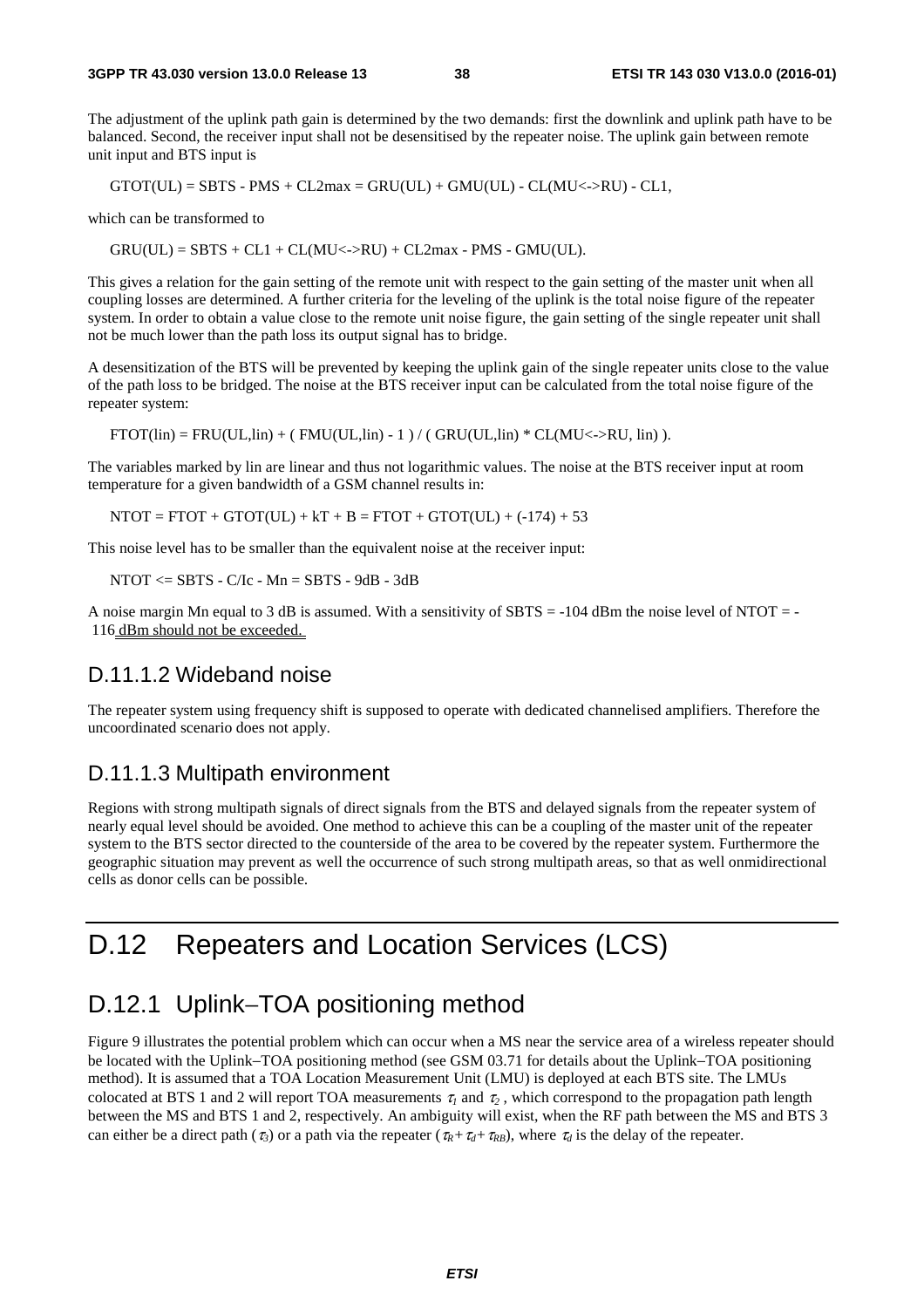The adjustment of the uplink path gain is determined by the two demands: first the downlink and uplink path have to be balanced. Second, the receiver input shall not be desensitised by the repeater noise. The uplink gain between remote unit input and BTS input is

GTOT(UL) = SBTS - PMS + CL2max = GRU(UL) + GMU(UL) - CL(MU<->RU) - CL1,

which can be transformed to

GRU(UL) = SBTS + CL1 + CL(MU<->RU) + CL2max - PMS - GMU(UL).

This gives a relation for the gain setting of the remote unit with respect to the gain setting of the master unit when all coupling losses are determined. A further criteria for the leveling of the uplink is the total noise figure of the repeater system. In order to obtain a value close to the remote unit noise figure, the gain setting of the single repeater unit shall not be much lower than the path loss its output signal has to bridge.

A desensitization of the BTS will be prevented by keeping the uplink gain of the single repeater units close to the value of the path loss to be bridged. The noise at the BTS receiver input can be calculated from the total noise figure of the repeater system:

FTOT(lin) = FRU(UL,lin) + ( FMU(UL,lin) - 1 ) / ( GRU(UL,lin) * CL(MU<->RU, lin) ).

The variables marked by lin are linear and thus not logarithmic values. The noise at the BTS receiver input at room temperature for a given bandwidth of a GSM channel results in:

NTOT = FTOT + GTOT(UL) + kT + B = FTOT + GTOT(UL) + (-174) + 53

This noise level has to be smaller than the equivalent noise at the receiver input:

NTOT <= SBTS - C/Ic - Mn = SBTS - 9dB - 3dB

A noise margin Mn equal to 3 dB is assumed. With a sensitivity of SBTS = -104 dBm the noise level of NTOT = -116 dBm should not be exceeded.

### D.11.1.2 Wideband noise

The repeater system using frequency shift is supposed to operate with dedicated channelised amplifiers. Therefore the uncoordinated scenario does not apply.

### D.11.1.3 Multipath environment

Regions with strong multipath signals of direct signals from the BTS and delayed signals from the repeater system of nearly equal level should be avoided. One method to achieve this can be a coupling of the master unit of the repeater system to the BTS sector directed to the counterside of the area to be covered by the repeater system. Furthermore the geographic situation may prevent as well the occurrence of such strong multipath areas, so that as well onmidirectional cells as donor cells can be possible.

# D.12 Repeaters and Location Services (LCS)

## D.12.1 Uplink–TOA positioning method

Figure 9 illustrates the potential problem which can occur when a MS near the service area of a wireless repeater should be located with the Uplink–TOA positioning method (see GSM 03.71 for details about the Uplink–TOA positioning method). It is assumed that a TOA Location Measurement Unit (LMU) is deployed at each BTS site. The LMUs colocated at BTS 1 and 2 will report TOA measurements $\tau_1$ and $\tau_2$ , which correspond to the propagation path length between the MS and BTS 1 and 2, respectively. An ambiguity will exist, when the RF path between the MS and BTS 3 can either be a direct path ($\tau_3$) or a path via the repeater ($\tau_R + \tau_d + \tau_{RB}$), where $\tau_d$ is the delay of the repeater.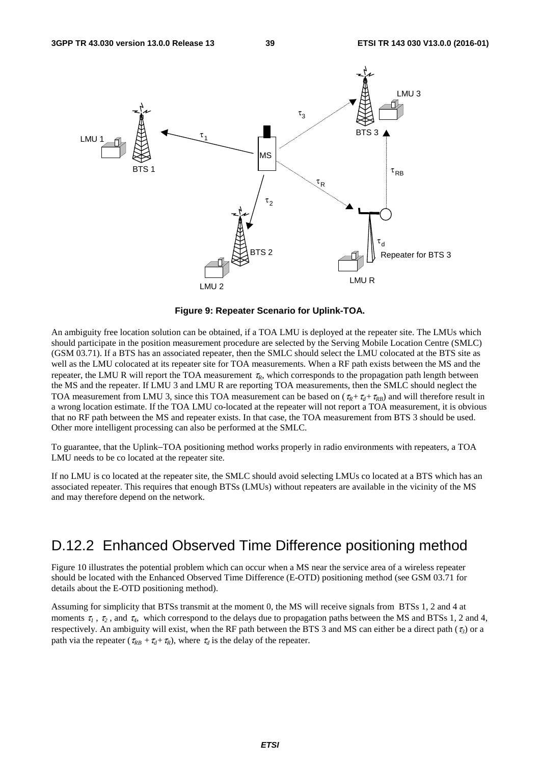**Figure 9: Repeater Scenario for Uplink-TOA.**

An ambiguity free location solution can be obtained, if a TOA LMU is deployed at the repeater site. The LMUs which should participate in the position measurement procedure are selected by the Serving Mobile Location Centre (SMLC) (GSM 03.71). If a BTS has an associated repeater, then the SMLC should select the LMU colocated at the BTS site as well as the LMU colocated at its repeater site for TOA measurements. When a RF path exists between the MS and the repeater, the LMU R will report the TOA measurement $\tau_R$, which corresponds to the propagation path length between the MS and the repeater. If LMU 3 and LMU R are reporting TOA measurements, then the SMLC should neglect the TOA measurement from LMU 3, since this TOA measurement can be based on ($\tau_R + \tau_d + \tau_{RB}$) and will therefore result in a wrong location estimate. If the TOA LMU co-located at the repeater will not report a TOA measurement, it is obvious that no RF path between the MS and repeater exists. In that case, the TOA measurement from BTS 3 should be used. Other more intelligent processing can also be performed at the SMLC.

To guarantee, that the Uplink–TOA positioning method works properly in radio environments with repeaters, a TOA LMU needs to be co located at the repeater site.

If no LMU is co located at the repeater site, the SMLC should avoid selecting LMUs co located at a BTS which has an associated repeater. This requires that enough BTSs (LMUs) without repeaters are available in the vicinity of the MS and may therefore depend on the network.

## D.12.2 Enhanced Observed Time Difference positioning method

Figure 10 illustrates the potential problem which can occur when a MS near the service area of a wireless repeater should be located with the Enhanced Observed Time Difference (E-OTD) positioning method (see GSM 03.71 for details about the E-OTD positioning method).

Assuming for simplicity that BTSs transmit at the moment 0, the MS will receive signals from BTSs 1, 2 and 4 at moments $\tau_1$, $\tau_2$, and $\tau_4$, which correspond to the delays due to propagation paths between the MS and BTSs 1, 2 and 4, respectively. An ambiguity will exist, when the RF path between the BTS 3 and MS can either be a direct path ($\tau_3$) or a path via the repeater ($\tau_{RB} + \tau_d + \tau_R$), where $\tau_d$ is the delay of the repeater.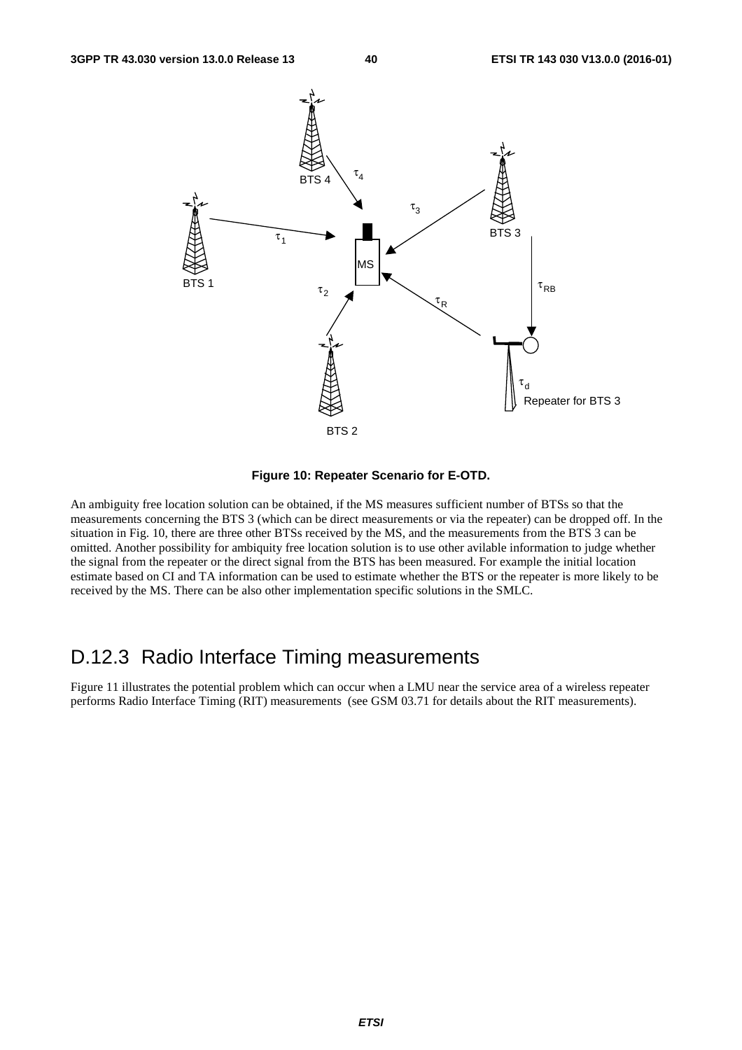**Figure 10: Repeater Scenario for E-OTD.**

An ambiguity free location solution can be obtained, if the MS measures sufficient number of BTSs so that the measurements concerning the BTS 3 (which can be direct measurements or via the repeater) can be dropped off. In the situation in Fig. 10, there are three other BTSs received by the MS, and the measurements from the BTS 3 can be omitted. Another possibility for ambiquity free location solution is to use other avilable information to judge whether the signal from the repeater or the direct signal from the BTS has been measured. For example the initial location estimate based on CI and TA information can be used to estimate whether the BTS or the repeater is more likely to be received by the MS. There can be also other implementation specific solutions in the SMLC.

## D.12.3 Radio Interface Timing measurements

Figure 11 illustrates the potential problem which can occur when a LMU near the service area of a wireless repeater performs Radio Interface Timing (RIT) measurements (see GSM 03.71 for details about the RIT measurements).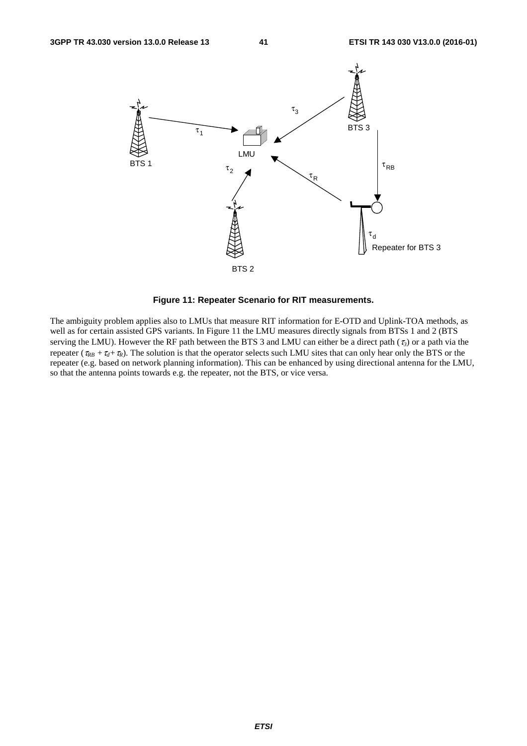**Figure 11: Repeater Scenario for RIT measurements.**

The ambiguity problem applies also to LMUs that measure RIT information for E-OTD and Uplink-TOA methods, as well as for certain assisted GPS variants. In Figure 11 the LMU measures directly signals from BTSs 1 and 2 (BTS serving the LMU). However the RF path between the BTS 3 and LMU can either be a direct path ($\tau_3$) or a path via the repeater ($\tau_{RB} + \tau_d + \tau_R$). The solution is that the operator selects such LMU sites that can only hear only the BTS or the repeater (e.g. based on network planning information). This can be enhanced by using directional antenna for the LMU, so that the antenna points towards e.g. the repeater, not the BTS, or vice versa.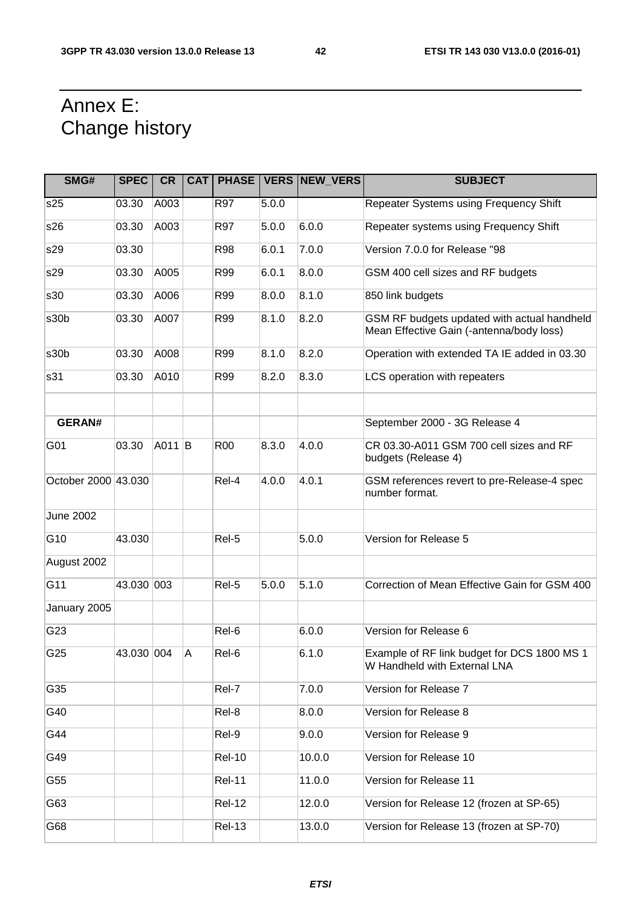# Annex E: Change history

| SMG# | SPEC | CR | CAT | PHASE | VERS | NEW_VERS | SUBJECT |
|---|---|---|---|---|---|---|---|
| s25 | 03.30 | A003 | | R97 | 5.0.0 | | Repeater Systems using Frequency Shift |
| s26 | 03.30 | A003 | | R97 | 5.0.0 | 6.0.0 | Repeater systems using Frequency Shift |
| s29 | 03.30 | | | R98 | 6.0.1 | 7.0.0 | Version 7.0.0 for Release "98 |
| s29 | 03.30 | A005 | | R99 | 6.0.1 | 8.0.0 | GSM 400 cell sizes and RF budgets |
| s30 | 03.30 | A006 | | R99 | 8.0.0 | 8.1.0 | 850 link budgets |
| s30b | 03.30 | A007 | | R99 | 8.1.0 | 8.2.0 | GSM RF budgets updated with actual handheld Mean Effective Gain (-antenna/body loss) |
| s30b | 03.30 | A008 | | R99 | 8.1.0 | 8.2.0 | Operation with extended TA IE added in 03.30 |
| s31 | 03.30 | A010 | | R99 | 8.2.0 | 8.3.0 | LCS operation with repeaters |
| | | | | | | | |
| **GERAN#** | | | | | | | September 2000 - 3G Release 4 |
| G01 | 03.30 | A011 | B | R00 | 8.3.0 | 4.0.0 | CR 03.30-A011 GSM 700 cell sizes and RF budgets (Release 4) |
| October 2000 | 43.030 | | | Rel-4 | 4.0.0 | 4.0.1 | GSM references revert to pre-Release-4 spec number format. |
| June 2002 | | | | | | | |
| G10 | 43.030 | | | Rel-5 | | 5.0.0 | Version for Release 5 |
| August 2002 | | | | | | | |
| G11 | 43.030 | 003 | | Rel-5 | 5.0.0 | 5.1.0 | Correction of Mean Effective Gain for GSM 400 |
| January 2005 | | | | | | | |
| G23 | | | | Rel-6 | | 6.0.0 | Version for Release 6 |
| G25 | 43.030 | 004 | A | Rel-6 | | 6.1.0 | Example of RF link budget for DCS 1800 MS 1 W Handheld with External LNA |
| G35 | | | | Rel-7 | | 7.0.0 | Version for Release 7 |
| G40 | | | | Rel-8 | | 8.0.0 | Version for Release 8 |
| G44 | | | | Rel-9 | | 9.0.0 | Version for Release 9 |
| G49 | | | | Rel-10 | | 10.0.0 | Version for Release 10 |
| G55 | | | | Rel-11 | | 11.0.0 | Version for Release 11 |
| G63 | | | | Rel-12 | | 12.0.0 | Version for Release 12 (frozen at SP-65) |
| G68 | | | | Rel-13 | | 13.0.0 | Version for Release 13 (frozen at SP-70) |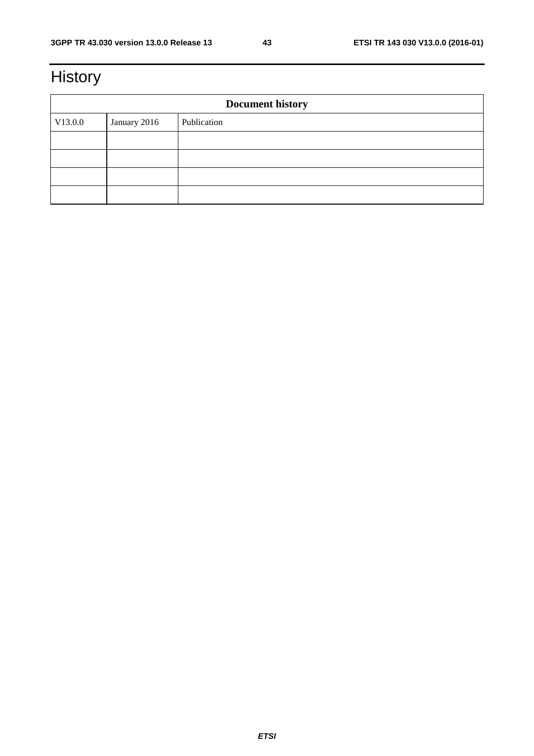# History

| Document history | | |
|---|---|---|
| V13.0.0 | January 2016 | Publication |
| | | |
| | | |
| | | |
| | | |